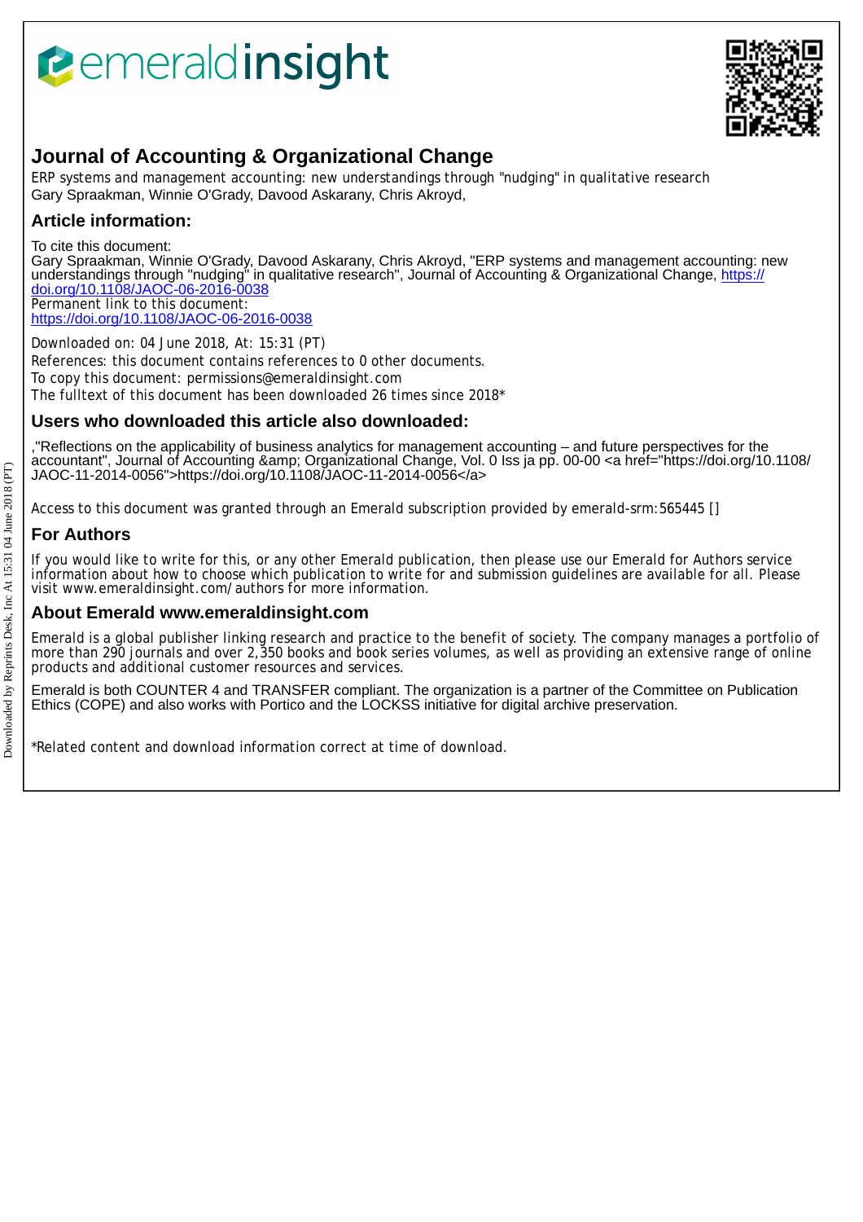# Journal of Accounting & Organizational Change

ERP systems and management accounting: new understandings through "nudging" in qualitative research
Gary Spraakman, Winnie O'Grady, Davood Askarany, Chris Akroyd,

## Article information:

To cite this document:
Gary Spraakman, Winnie O'Grady, Davood Askarany, Chris Akroyd, "ERP systems and management accounting: new understandings through "nudging" in qualitative research", Journal of Accounting & Organizational Change, https://doi.org/10.1108/JAOC-06-2016-0038
Permanent link to this document:
https://doi.org/10.1108/JAOC-06-2016-0038

Downloaded on: 04 June 2018, At: 15:31 (PT)
References: this document contains references to 0 other documents.
To copy this document: permissions@emeraldinsight.com
The fulltext of this document has been downloaded 26 times since 2018*

## Users who downloaded this article also downloaded:

,"Reflections on the applicability of business analytics for management accounting – and future perspectives for the accountant", Journal of Accounting &amp; Organizational Change, Vol. 0 Iss ja pp. 00-00 <a href="https://doi.org/10.1108/JAOC-11-2014-0056">https://doi.org/10.1108/JAOC-11-2014-0056</a>

Access to this document was granted through an Emerald subscription provided by emerald-srm:565445 []

## For Authors

If you would like to write for this, or any other Emerald publication, then please use our Emerald for Authors service information about how to choose which publication to write for and submission guidelines are available for all. Please visit www.emeraldinsight.com/authors for more information.

## About Emerald www.emeraldinsight.com

Emerald is a global publisher linking research and practice to the benefit of society. The company manages a portfolio of more than 290 journals and over 2,350 books and book series volumes, as well as providing an extensive range of online products and additional customer resources and services.

Emerald is both COUNTER 4 and TRANSFER compliant. The organization is a partner of the Committee on Publication Ethics (COPE) and also works with Portico and the LOCKSS initiative for digital archive preservation.

*Related content and download information correct at time of download.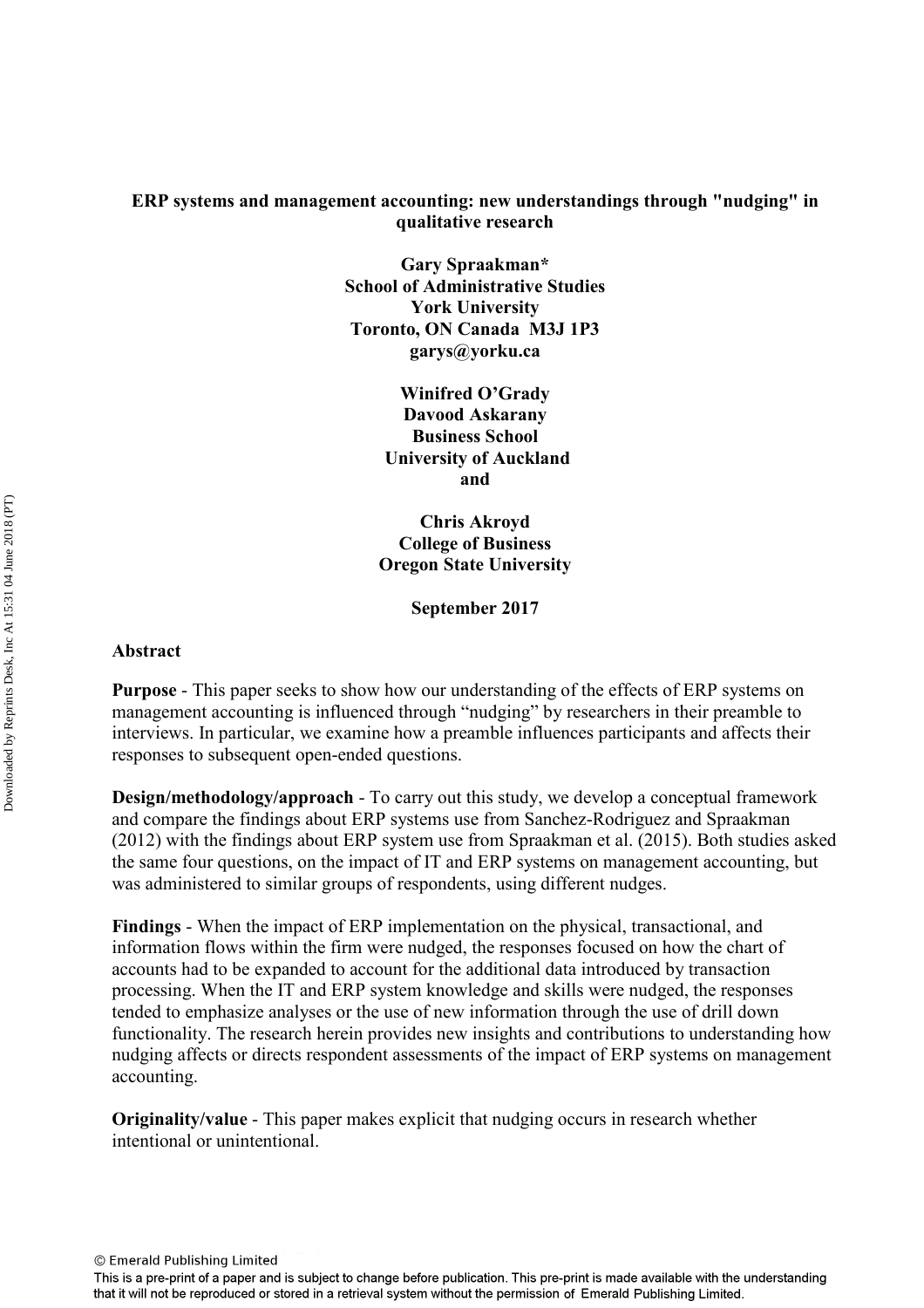**ERP systems and management accounting: new understandings through "nudging" in qualitative research**

**Gary Spraakman***
**School of Administrative Studies**
**York University**
**Toronto, ON Canada M3J 1P3**
**garys@yorku.ca**

**Winifred O'Grady**
**Davood Askarany**
**Business School**
**University of Auckland**
**and**

**Chris Akroyd**
**College of Business**
**Oregon State University**

**September 2017**

## Abstract

**Purpose** - This paper seeks to show how our understanding of the effects of ERP systems on management accounting is influenced through "nudging" by researchers in their preamble to interviews. In particular, we examine how a preamble influences participants and affects their responses to subsequent open-ended questions.

**Design/methodology/approach** - To carry out this study, we develop a conceptual framework and compare the findings about ERP systems use from Sanchez-Rodriguez and Spraakman (2012) with the findings about ERP system use from Spraakman et al. (2015). Both studies asked the same four questions, on the impact of IT and ERP systems on management accounting, but was administered to similar groups of respondents, using different nudges.

**Findings** - When the impact of ERP implementation on the physical, transactional, and information flows within the firm were nudged, the responses focused on how the chart of accounts had to be expanded to account for the additional data introduced by transaction processing. When the IT and ERP system knowledge and skills were nudged, the responses tended to emphasize analyses or the use of new information through the use of drill down functionality. The research herein provides new insights and contributions to understanding how nudging affects or directs respondent assessments of the impact of ERP systems on management accounting.

**Originality/value** - This paper makes explicit that nudging occurs in research whether intentional or unintentional.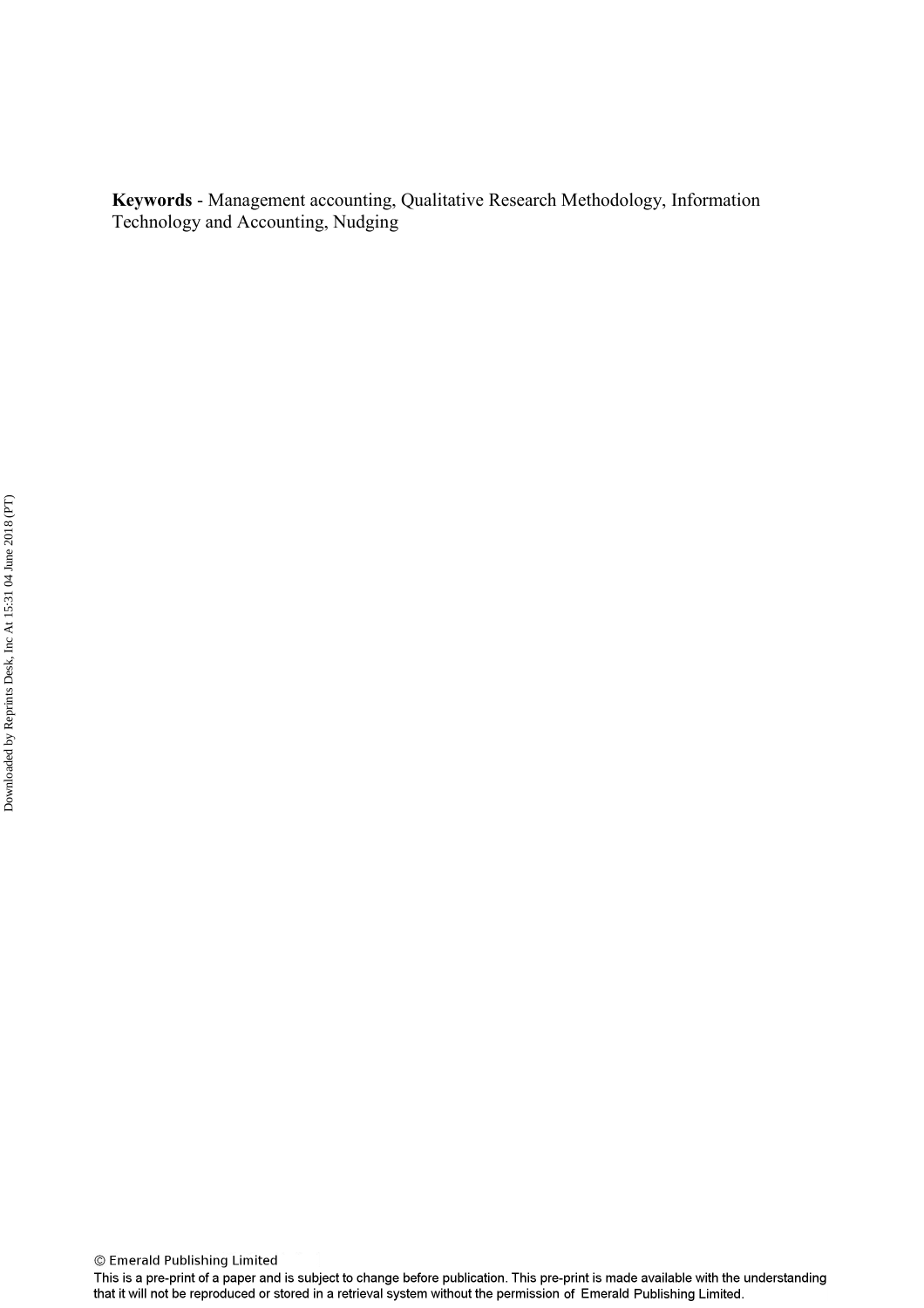**Keywords** - Management accounting, Qualitative Research Methodology, Information Technology and Accounting, Nudging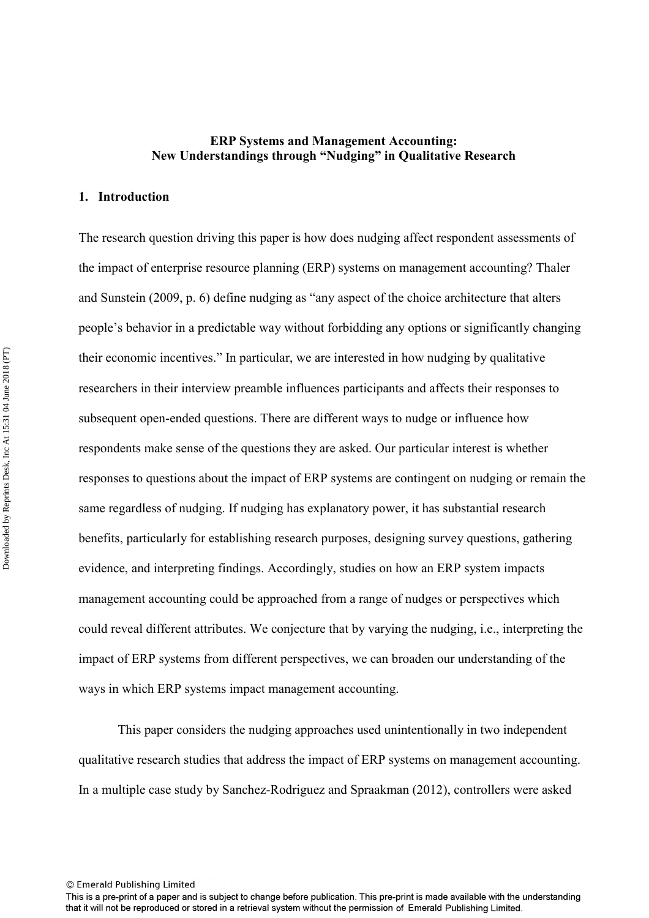**ERP Systems and Management Accounting:**
**New Understandings through "Nudging" in Qualitative Research**

## 1. Introduction

The research question driving this paper is how does nudging affect respondent assessments of the impact of enterprise resource planning (ERP) systems on management accounting? Thaler and Sunstein (2009, p. 6) define nudging as "any aspect of the choice architecture that alters people's behavior in a predictable way without forbidding any options or significantly changing their economic incentives." In particular, we are interested in how nudging by qualitative researchers in their interview preamble influences participants and affects their responses to subsequent open-ended questions. There are different ways to nudge or influence how respondents make sense of the questions they are asked. Our particular interest is whether responses to questions about the impact of ERP systems are contingent on nudging or remain the same regardless of nudging. If nudging has explanatory power, it has substantial research benefits, particularly for establishing research purposes, designing survey questions, gathering evidence, and interpreting findings. Accordingly, studies on how an ERP system impacts management accounting could be approached from a range of nudges or perspectives which could reveal different attributes. We conjecture that by varying the nudging, i.e., interpreting the impact of ERP systems from different perspectives, we can broaden our understanding of the ways in which ERP systems impact management accounting.

This paper considers the nudging approaches used unintentionally in two independent qualitative research studies that address the impact of ERP systems on management accounting. In a multiple case study by Sanchez-Rodriguez and Spraakman (2012), controllers were asked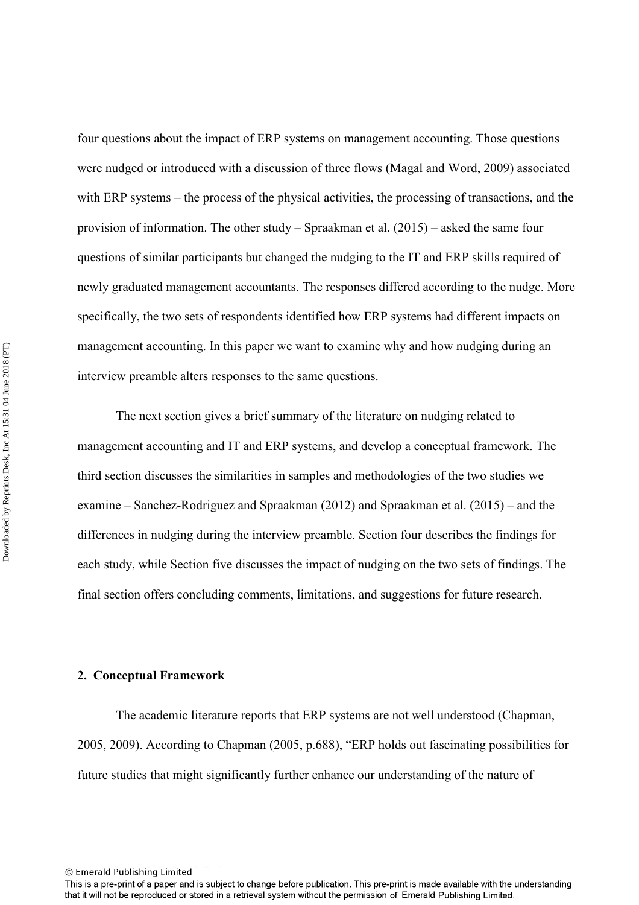four questions about the impact of ERP systems on management accounting. Those questions were nudged or introduced with a discussion of three flows (Magal and Word, 2009) associated with ERP systems – the process of the physical activities, the processing of transactions, and the provision of information. The other study – Spraakman et al. (2015) – asked the same four questions of similar participants but changed the nudging to the IT and ERP skills required of newly graduated management accountants. The responses differed according to the nudge. More specifically, the two sets of respondents identified how ERP systems had different impacts on management accounting. In this paper we want to examine why and how nudging during an interview preamble alters responses to the same questions.

The next section gives a brief summary of the literature on nudging related to management accounting and IT and ERP systems, and develop a conceptual framework. The third section discusses the similarities in samples and methodologies of the two studies we examine – Sanchez-Rodriguez and Spraakman (2012) and Spraakman et al. (2015) – and the differences in nudging during the interview preamble. Section four describes the findings for each study, while Section five discusses the impact of nudging on the two sets of findings. The final section offers concluding comments, limitations, and suggestions for future research.

## 2. Conceptual Framework

The academic literature reports that ERP systems are not well understood (Chapman, 2005, 2009). According to Chapman (2005, p.688), "ERP holds out fascinating possibilities for future studies that might significantly further enhance our understanding of the nature of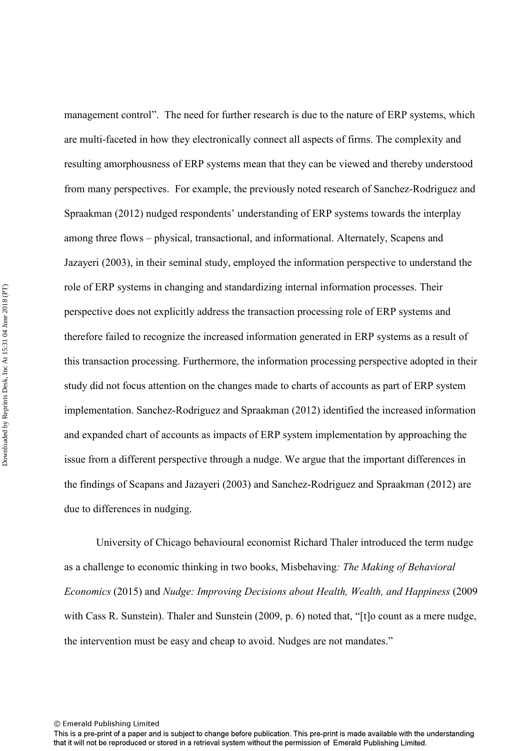management control". The need for further research is due to the nature of ERP systems, which are multi-faceted in how they electronically connect all aspects of firms. The complexity and resulting amorphousness of ERP systems mean that they can be viewed and thereby understood from many perspectives. For example, the previously noted research of Sanchez-Rodriguez and Spraakman (2012) nudged respondents' understanding of ERP systems towards the interplay among three flows – physical, transactional, and informational. Alternately, Scapens and Jazayeri (2003), in their seminal study, employed the information perspective to understand the role of ERP systems in changing and standardizing internal information processes. Their perspective does not explicitly address the transaction processing role of ERP systems and therefore failed to recognize the increased information generated in ERP systems as a result of this transaction processing. Furthermore, the information processing perspective adopted in their study did not focus attention on the changes made to charts of accounts as part of ERP system implementation. Sanchez-Rodriguez and Spraakman (2012) identified the increased information and expanded chart of accounts as impacts of ERP system implementation by approaching the issue from a different perspective through a nudge. We argue that the important differences in the findings of Scapans and Jazayeri (2003) and Sanchez-Rodriguez and Spraakman (2012) are due to differences in nudging.

University of Chicago behavioural economist Richard Thaler introduced the term nudge as a challenge to economic thinking in two books, Misbehaving*: The Making of Behavioral Economics* (2015) and *Nudge: Improving Decisions about Health, Wealth, and Happiness* (2009 with Cass R. Sunstein). Thaler and Sunstein (2009, p. 6) noted that, "[t]o count as a mere nudge, the intervention must be easy and cheap to avoid. Nudges are not mandates."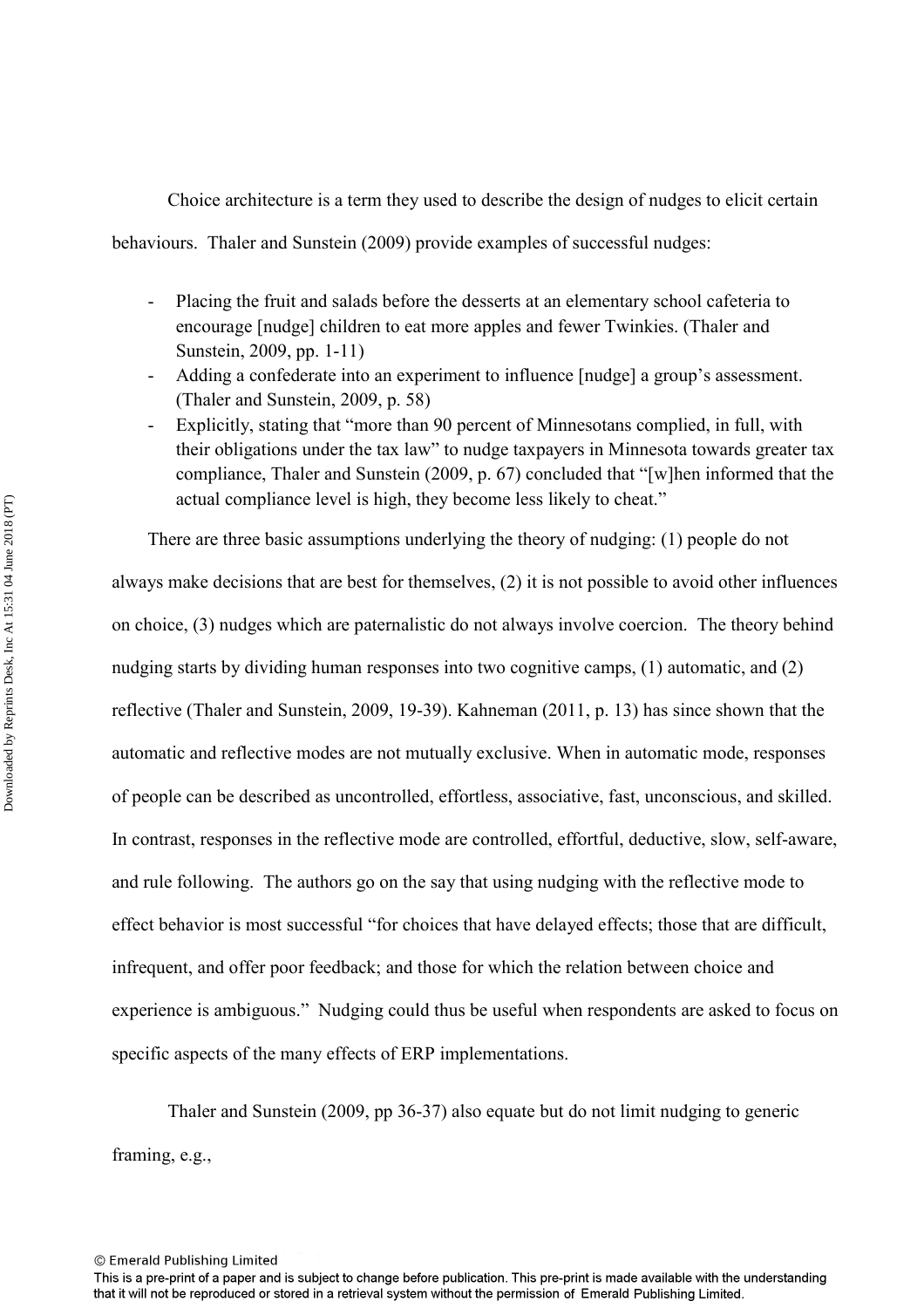Choice architecture is a term they used to describe the design of nudges to elicit certain behaviours. Thaler and Sunstein (2009) provide examples of successful nudges:

- Placing the fruit and salads before the desserts at an elementary school cafeteria to encourage [nudge] children to eat more apples and fewer Twinkies. (Thaler and Sunstein, 2009, pp. 1-11)
- Adding a confederate into an experiment to influence [nudge] a group's assessment. (Thaler and Sunstein, 2009, p. 58)
- Explicitly, stating that "more than 90 percent of Minnesotans complied, in full, with their obligations under the tax law" to nudge taxpayers in Minnesota towards greater tax compliance, Thaler and Sunstein (2009, p. 67) concluded that "[w]hen informed that the actual compliance level is high, they become less likely to cheat."

There are three basic assumptions underlying the theory of nudging: (1) people do not always make decisions that are best for themselves, (2) it is not possible to avoid other influences on choice, (3) nudges which are paternalistic do not always involve coercion. The theory behind nudging starts by dividing human responses into two cognitive camps, (1) automatic, and (2) reflective (Thaler and Sunstein, 2009, 19-39). Kahneman (2011, p. 13) has since shown that the automatic and reflective modes are not mutually exclusive. When in automatic mode, responses of people can be described as uncontrolled, effortless, associative, fast, unconscious, and skilled. In contrast, responses in the reflective mode are controlled, effortful, deductive, slow, self-aware, and rule following. The authors go on the say that using nudging with the reflective mode to effect behavior is most successful "for choices that have delayed effects; those that are difficult, infrequent, and offer poor feedback; and those for which the relation between choice and experience is ambiguous." Nudging could thus be useful when respondents are asked to focus on specific aspects of the many effects of ERP implementations.

Thaler and Sunstein (2009, pp 36-37) also equate but do not limit nudging to generic framing, e.g.,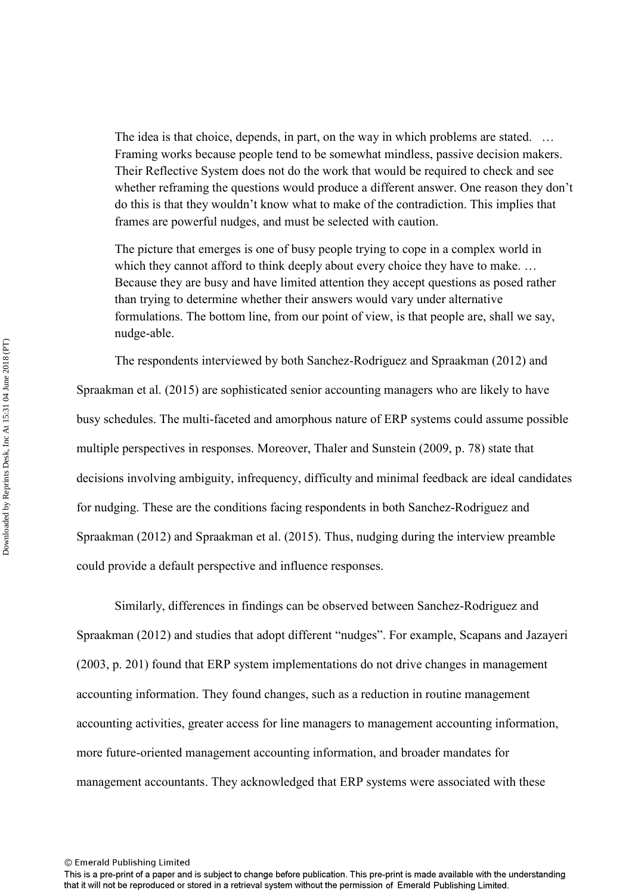> The idea is that choice, depends, in part, on the way in which problems are stated. … Framing works because people tend to be somewhat mindless, passive decision makers. Their Reflective System does not do the work that would be required to check and see whether reframing the questions would produce a different answer. One reason they don't do this is that they wouldn't know what to make of the contradiction. This implies that frames are powerful nudges, and must be selected with caution.
>
> The picture that emerges is one of busy people trying to cope in a complex world in which they cannot afford to think deeply about every choice they have to make. … Because they are busy and have limited attention they accept questions as posed rather than trying to determine whether their answers would vary under alternative formulations. The bottom line, from our point of view, is that people are, shall we say, nudge-able.

The respondents interviewed by both Sanchez-Rodriguez and Spraakman (2012) and Spraakman et al. (2015) are sophisticated senior accounting managers who are likely to have busy schedules. The multi-faceted and amorphous nature of ERP systems could assume possible multiple perspectives in responses. Moreover, Thaler and Sunstein (2009, p. 78) state that decisions involving ambiguity, infrequency, difficulty and minimal feedback are ideal candidates for nudging. These are the conditions facing respondents in both Sanchez-Rodriguez and Spraakman (2012) and Spraakman et al. (2015). Thus, nudging during the interview preamble could provide a default perspective and influence responses.

Similarly, differences in findings can be observed between Sanchez-Rodriguez and Spraakman (2012) and studies that adopt different "nudges". For example, Scapans and Jazayeri (2003, p. 201) found that ERP system implementations do not drive changes in management accounting information. They found changes, such as a reduction in routine management accounting activities, greater access for line managers to management accounting information, more future-oriented management accounting information, and broader mandates for management accountants. They acknowledged that ERP systems were associated with these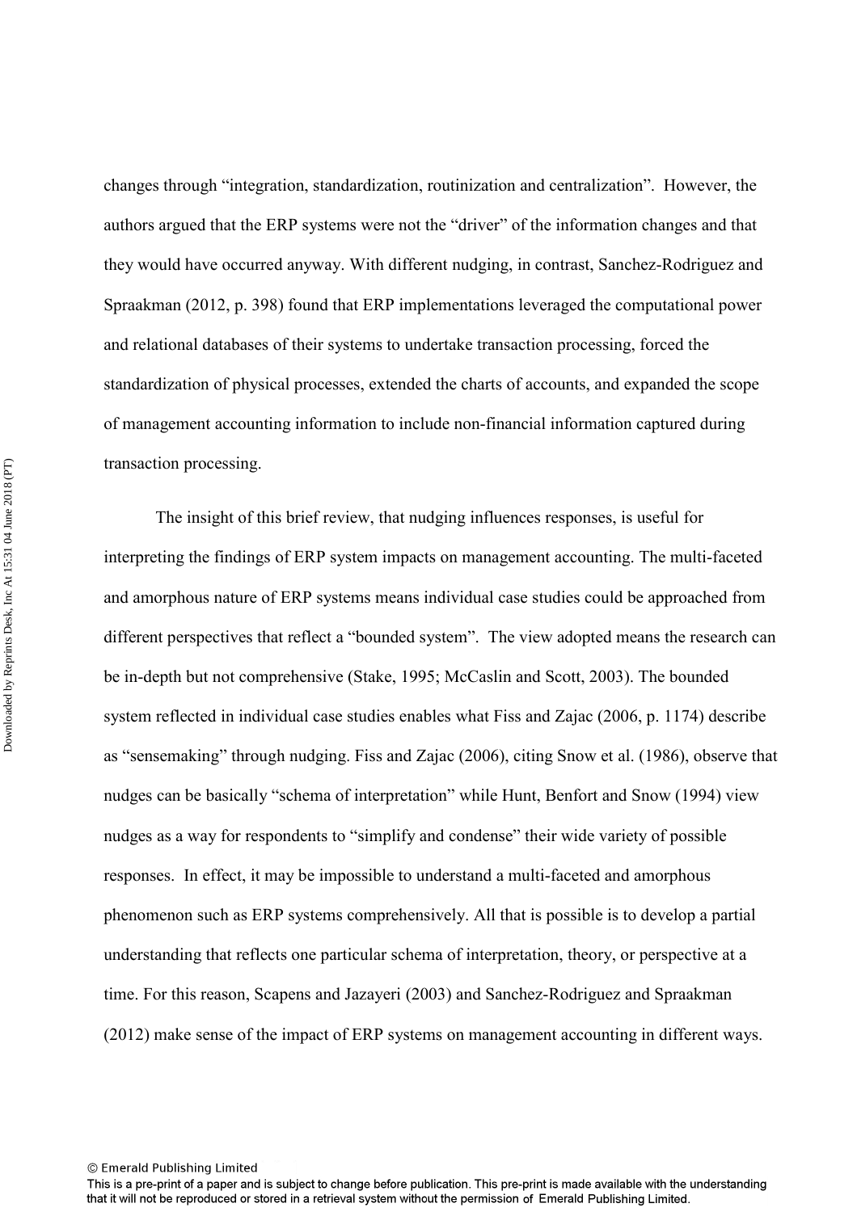changes through "integration, standardization, routinization and centralization". However, the authors argued that the ERP systems were not the "driver" of the information changes and that they would have occurred anyway. With different nudging, in contrast, Sanchez-Rodriguez and Spraakman (2012, p. 398) found that ERP implementations leveraged the computational power and relational databases of their systems to undertake transaction processing, forced the standardization of physical processes, extended the charts of accounts, and expanded the scope of management accounting information to include non-financial information captured during transaction processing.

The insight of this brief review, that nudging influences responses, is useful for interpreting the findings of ERP system impacts on management accounting. The multi-faceted and amorphous nature of ERP systems means individual case studies could be approached from different perspectives that reflect a "bounded system". The view adopted means the research can be in-depth but not comprehensive (Stake, 1995; McCaslin and Scott, 2003). The bounded system reflected in individual case studies enables what Fiss and Zajac (2006, p. 1174) describe as "sensemaking" through nudging. Fiss and Zajac (2006), citing Snow et al. (1986), observe that nudges can be basically "schema of interpretation" while Hunt, Benfort and Snow (1994) view nudges as a way for respondents to "simplify and condense" their wide variety of possible responses. In effect, it may be impossible to understand a multi-faceted and amorphous phenomenon such as ERP systems comprehensively. All that is possible is to develop a partial understanding that reflects one particular schema of interpretation, theory, or perspective at a time. For this reason, Scapens and Jazayeri (2003) and Sanchez-Rodriguez and Spraakman (2012) make sense of the impact of ERP systems on management accounting in different ways.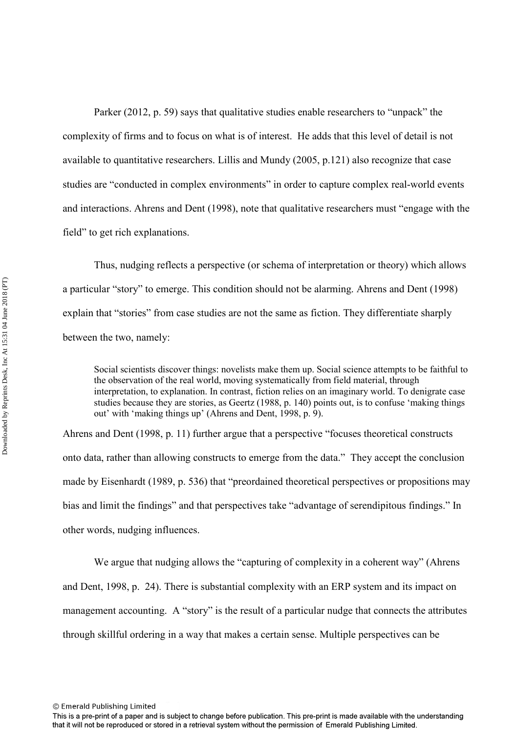Parker (2012, p. 59) says that qualitative studies enable researchers to "unpack" the complexity of firms and to focus on what is of interest. He adds that this level of detail is not available to quantitative researchers. Lillis and Mundy (2005, p.121) also recognize that case studies are "conducted in complex environments" in order to capture complex real-world events and interactions. Ahrens and Dent (1998), note that qualitative researchers must "engage with the field" to get rich explanations.

Thus, nudging reflects a perspective (or schema of interpretation or theory) which allows a particular "story" to emerge. This condition should not be alarming. Ahrens and Dent (1998) explain that "stories" from case studies are not the same as fiction. They differentiate sharply between the two, namely:

> Social scientists discover things: novelists make them up. Social science attempts to be faithful to the observation of the real world, moving systematically from field material, through interpretation, to explanation. In contrast, fiction relies on an imaginary world. To denigrate case studies because they are stories, as Geertz (1988, p. 140) points out, is to confuse 'making things out' with 'making things up' (Ahrens and Dent, 1998, p. 9).

Ahrens and Dent (1998, p. 11) further argue that a perspective "focuses theoretical constructs onto data, rather than allowing constructs to emerge from the data." They accept the conclusion made by Eisenhardt (1989, p. 536) that "preordained theoretical perspectives or propositions may bias and limit the findings" and that perspectives take "advantage of serendipitous findings." In other words, nudging influences.

We argue that nudging allows the "capturing of complexity in a coherent way" (Ahrens and Dent, 1998, p. 24). There is substantial complexity with an ERP system and its impact on management accounting. A "story" is the result of a particular nudge that connects the attributes through skillful ordering in a way that makes a certain sense. Multiple perspectives can be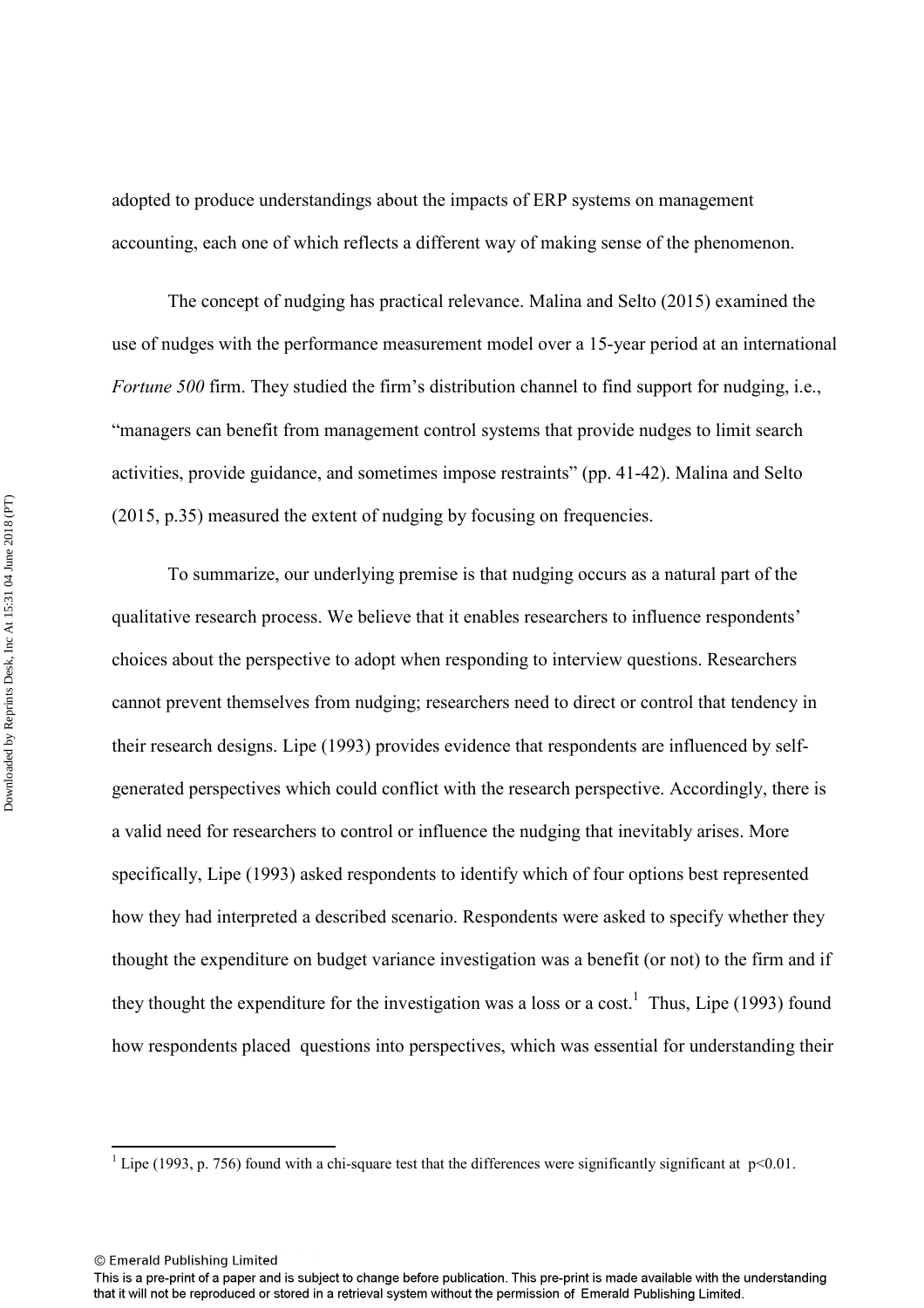adopted to produce understandings about the impacts of ERP systems on management accounting, each one of which reflects a different way of making sense of the phenomenon.

The concept of nudging has practical relevance. Malina and Selto (2015) examined the use of nudges with the performance measurement model over a 15-year period at an international *Fortune 500* firm. They studied the firm's distribution channel to find support for nudging, i.e., "managers can benefit from management control systems that provide nudges to limit search activities, provide guidance, and sometimes impose restraints" (pp. 41-42). Malina and Selto (2015, p.35) measured the extent of nudging by focusing on frequencies.

To summarize, our underlying premise is that nudging occurs as a natural part of the qualitative research process. We believe that it enables researchers to influence respondents' choices about the perspective to adopt when responding to interview questions. Researchers cannot prevent themselves from nudging; researchers need to direct or control that tendency in their research designs. Lipe (1993) provides evidence that respondents are influenced by self-generated perspectives which could conflict with the research perspective. Accordingly, there is a valid need for researchers to control or influence the nudging that inevitably arises. More specifically, Lipe (1993) asked respondents to identify which of four options best represented how they had interpreted a described scenario. Respondents were asked to specify whether they thought the expenditure on budget variance investigation was a benefit (or not) to the firm and if they thought the expenditure for the investigation was a loss or a cost.[1] Thus, Lipe (1993) found how respondents placed questions into perspectives, which was essential for understanding their

---

[1] Lipe (1993, p. 756) found with a chi-square test that the differences were significantly significant at $p<0.01$.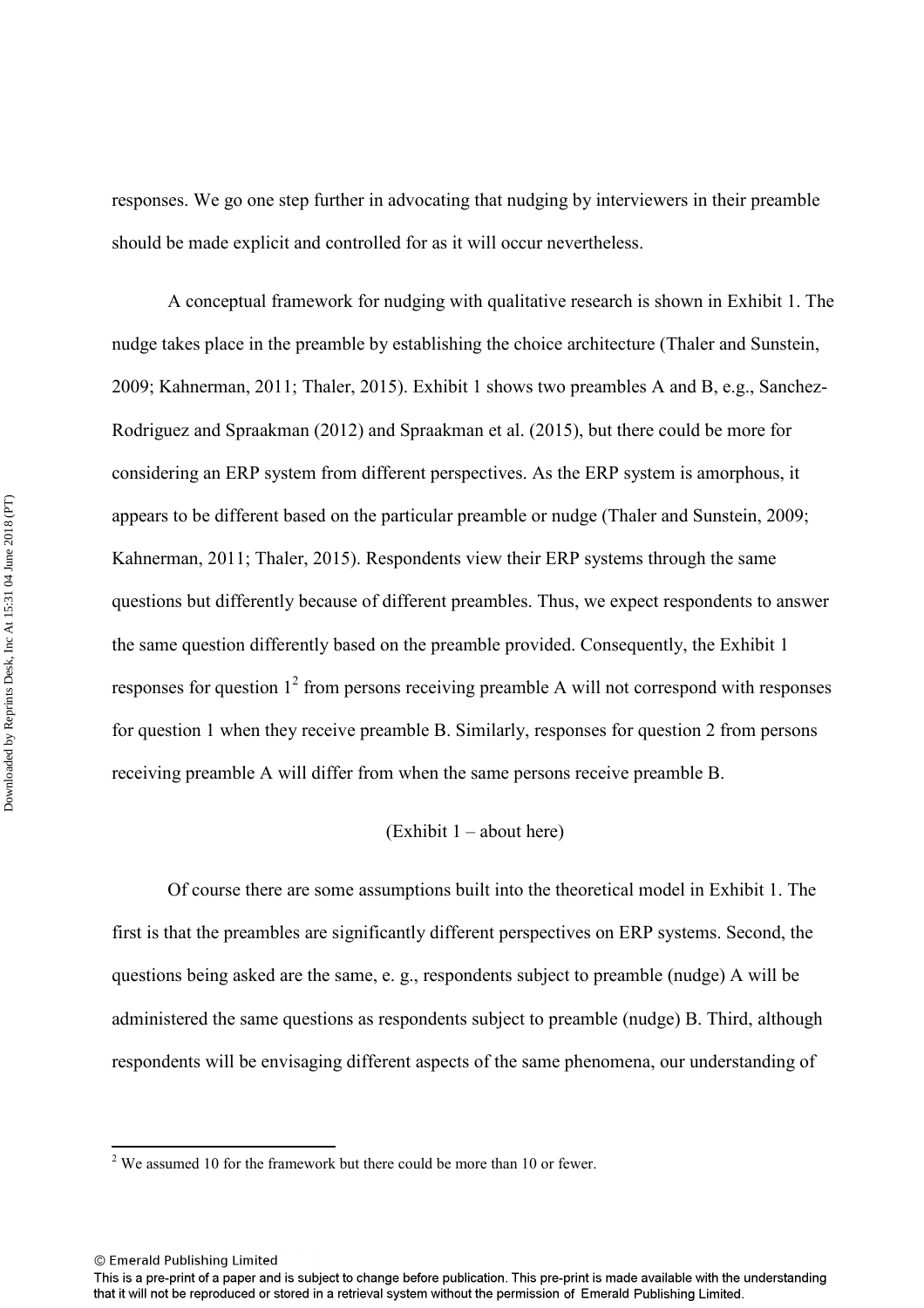responses. We go one step further in advocating that nudging by interviewers in their preamble should be made explicit and controlled for as it will occur nevertheless.

A conceptual framework for nudging with qualitative research is shown in Exhibit 1. The nudge takes place in the preamble by establishing the choice architecture (Thaler and Sunstein, 2009; Kahnerman, 2011; Thaler, 2015). Exhibit 1 shows two preambles A and B, e.g., Sanchez-Rodriguez and Spraakman (2012) and Spraakman et al. (2015), but there could be more for considering an ERP system from different perspectives. As the ERP system is amorphous, it appears to be different based on the particular preamble or nudge (Thaler and Sunstein, 2009; Kahnerman, 2011; Thaler, 2015). Respondents view their ERP systems through the same questions but differently because of different preambles. Thus, we expect respondents to answer the same question differently based on the preamble provided. Consequently, the Exhibit 1 responses for question 1[2] from persons receiving preamble A will not correspond with responses for question 1 when they receive preamble B. Similarly, responses for question 2 from persons receiving preamble A will differ from when the same persons receive preamble B.

(Exhibit 1 – about here)

Of course there are some assumptions built into the theoretical model in Exhibit 1. The first is that the preambles are significantly different perspectives on ERP systems. Second, the questions being asked are the same, e. g., respondents subject to preamble (nudge) A will be administered the same questions as respondents subject to preamble (nudge) B. Third, although respondents will be envisaging different aspects of the same phenomena, our understanding of

[2] We assumed 10 for the framework but there could be more than 10 or fewer.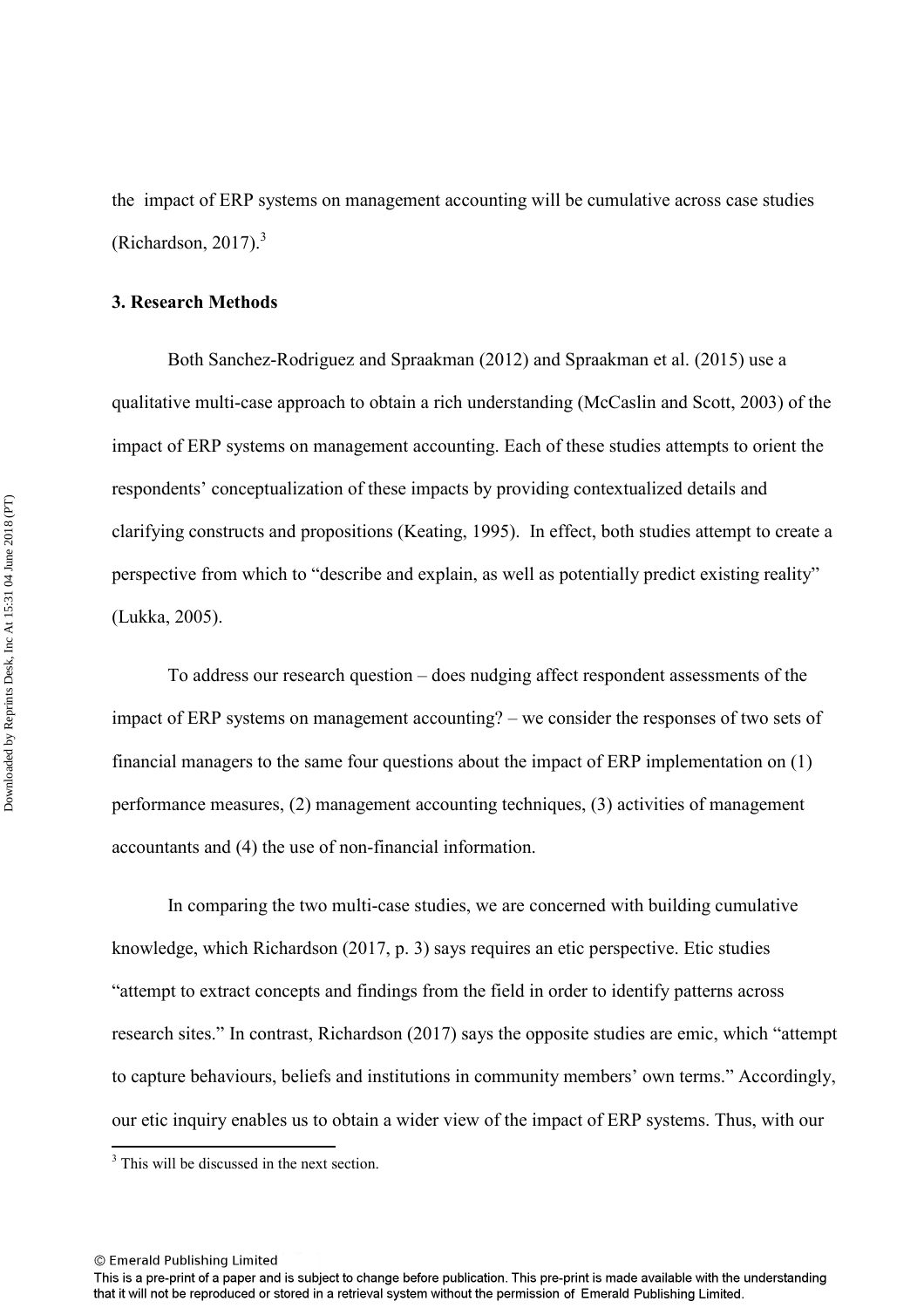the impact of ERP systems on management accounting will be cumulative across case studies (Richardson, 2017).[3]

## 3. Research Methods

Both Sanchez-Rodriguez and Spraakman (2012) and Spraakman et al. (2015) use a qualitative multi-case approach to obtain a rich understanding (McCaslin and Scott, 2003) of the impact of ERP systems on management accounting. Each of these studies attempts to orient the respondents' conceptualization of these impacts by providing contextualized details and clarifying constructs and propositions (Keating, 1995). In effect, both studies attempt to create a perspective from which to "describe and explain, as well as potentially predict existing reality" (Lukka, 2005).

To address our research question – does nudging affect respondent assessments of the impact of ERP systems on management accounting? – we consider the responses of two sets of financial managers to the same four questions about the impact of ERP implementation on (1) performance measures, (2) management accounting techniques, (3) activities of management accountants and (4) the use of non-financial information.

In comparing the two multi-case studies, we are concerned with building cumulative knowledge, which Richardson (2017, p. 3) says requires an etic perspective. Etic studies "attempt to extract concepts and findings from the field in order to identify patterns across research sites." In contrast, Richardson (2017) says the opposite studies are emic, which "attempt to capture behaviours, beliefs and institutions in community members' own terms." Accordingly, our etic inquiry enables us to obtain a wider view of the impact of ERP systems. Thus, with our

[3] This will be discussed in the next section.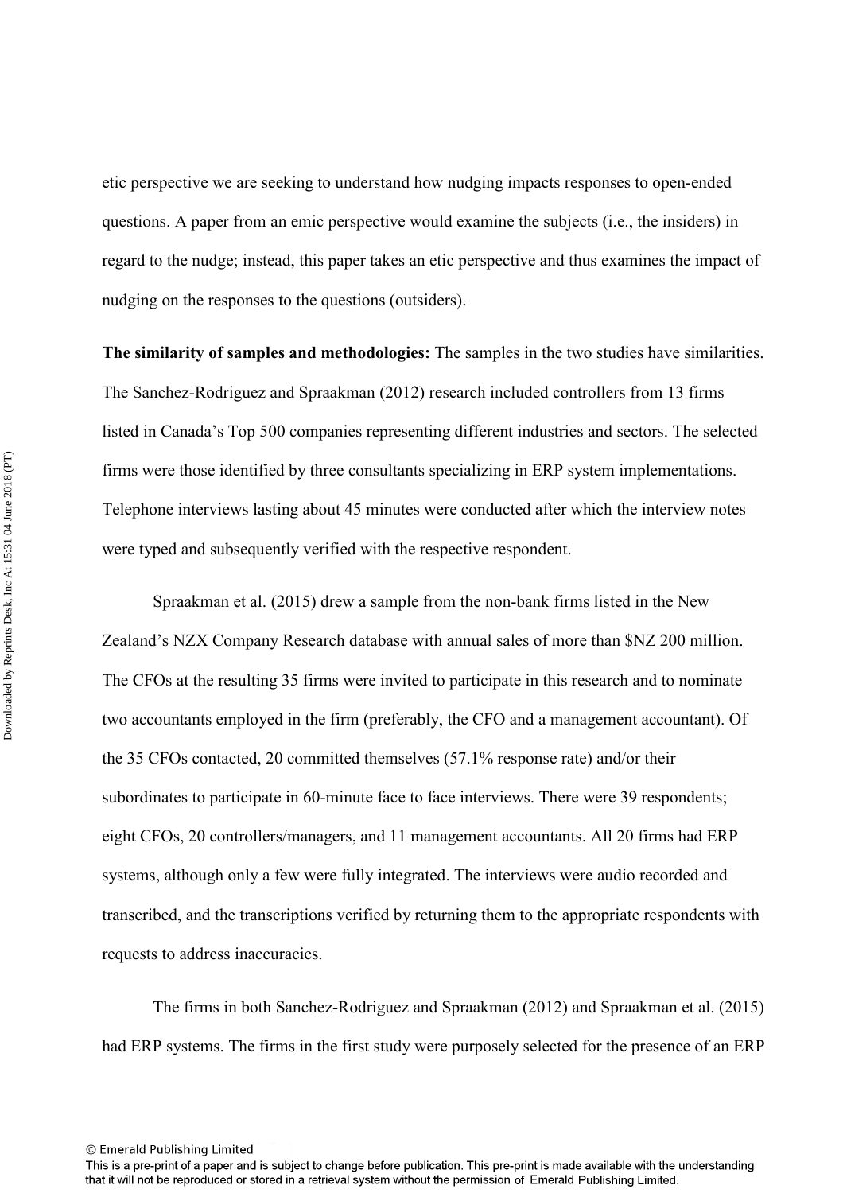etic perspective we are seeking to understand how nudging impacts responses to open-ended questions. A paper from an emic perspective would examine the subjects (i.e., the insiders) in regard to the nudge; instead, this paper takes an etic perspective and thus examines the impact of nudging on the responses to the questions (outsiders).

**The similarity of samples and methodologies:** The samples in the two studies have similarities. The Sanchez-Rodriguez and Spraakman (2012) research included controllers from 13 firms listed in Canada's Top 500 companies representing different industries and sectors. The selected firms were those identified by three consultants specializing in ERP system implementations. Telephone interviews lasting about 45 minutes were conducted after which the interview notes were typed and subsequently verified with the respective respondent.

Spraakman et al. (2015) drew a sample from the non-bank firms listed in the New Zealand's NZX Company Research database with annual sales of more than $NZ 200 million. The CFOs at the resulting 35 firms were invited to participate in this research and to nominate two accountants employed in the firm (preferably, the CFO and a management accountant). Of the 35 CFOs contacted, 20 committed themselves (57.1% response rate) and/or their subordinates to participate in 60-minute face to face interviews. There were 39 respondents; eight CFOs, 20 controllers/managers, and 11 management accountants. All 20 firms had ERP systems, although only a few were fully integrated. The interviews were audio recorded and transcribed, and the transcriptions verified by returning them to the appropriate respondents with requests to address inaccuracies.

The firms in both Sanchez-Rodriguez and Spraakman (2012) and Spraakman et al. (2015) had ERP systems. The firms in the first study were purposely selected for the presence of an ERP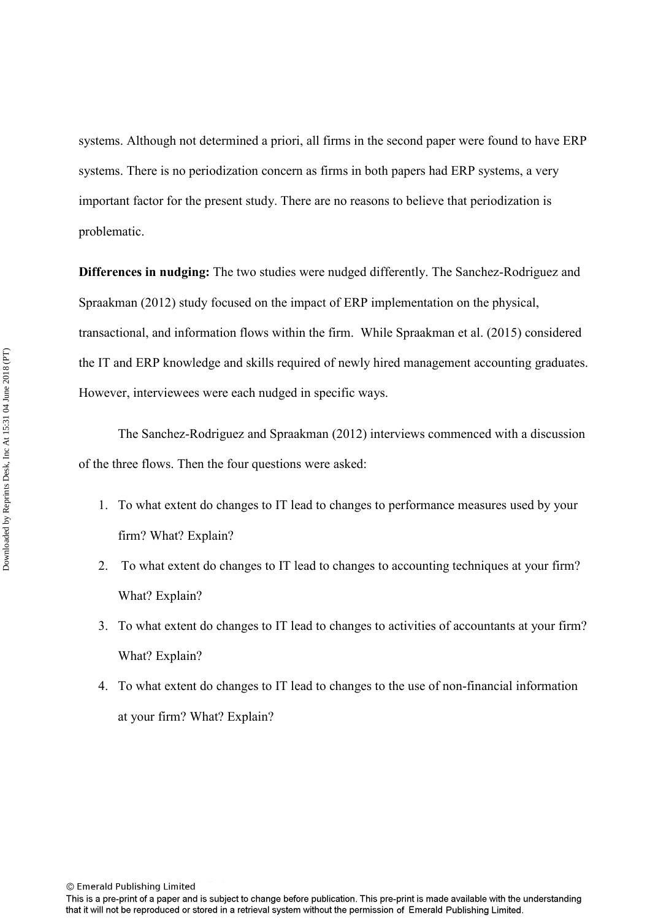systems. Although not determined a priori, all firms in the second paper were found to have ERP systems. There is no periodization concern as firms in both papers had ERP systems, a very important factor for the present study. There are no reasons to believe that periodization is problematic.

**Differences in nudging:** The two studies were nudged differently. The Sanchez-Rodriguez and Spraakman (2012) study focused on the impact of ERP implementation on the physical, transactional, and information flows within the firm. While Spraakman et al. (2015) considered the IT and ERP knowledge and skills required of newly hired management accounting graduates. However, interviewees were each nudged in specific ways.

The Sanchez-Rodriguez and Spraakman (2012) interviews commenced with a discussion of the three flows. Then the four questions were asked:

1. To what extent do changes to IT lead to changes to performance measures used by your firm? What? Explain?
2. To what extent do changes to IT lead to changes to accounting techniques at your firm? What? Explain?
3. To what extent do changes to IT lead to changes to activities of accountants at your firm? What? Explain?
4. To what extent do changes to IT lead to changes to the use of non-financial information at your firm? What? Explain?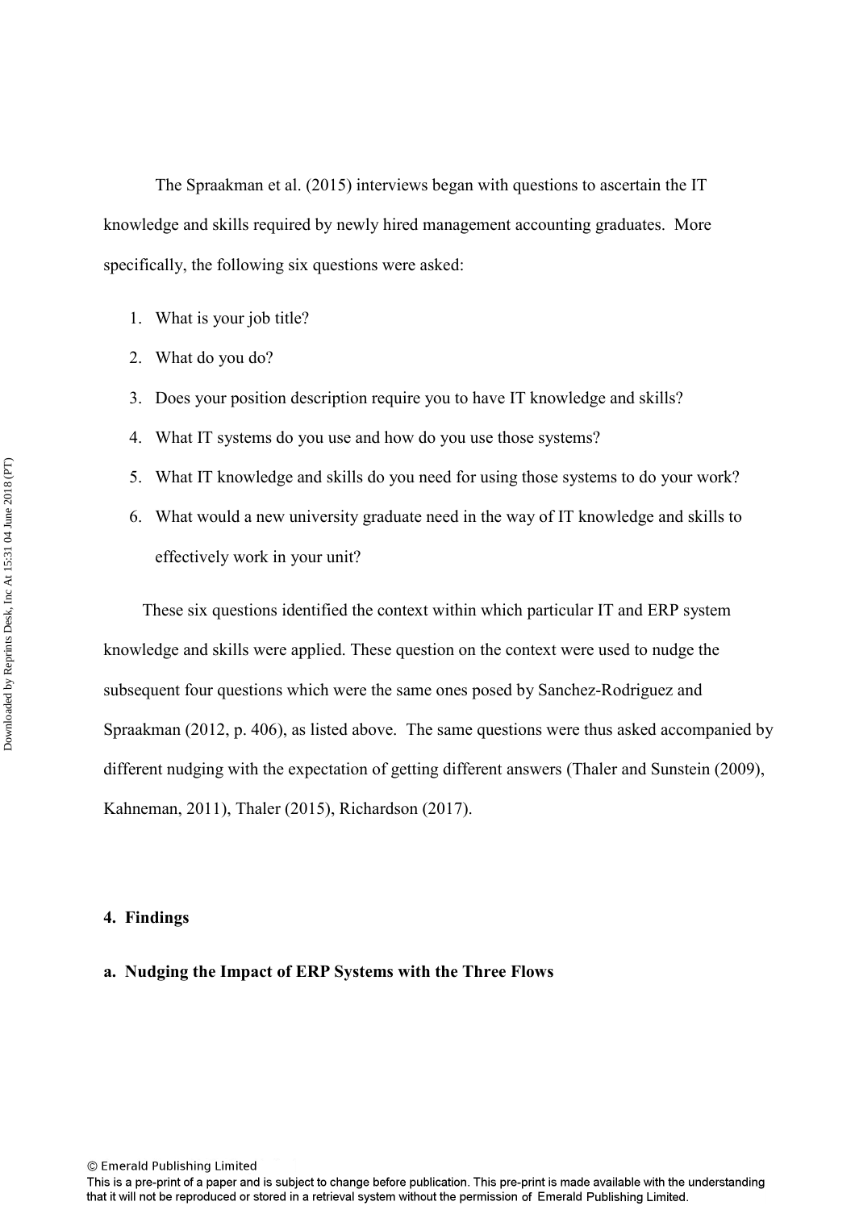The Spraakman et al. (2015) interviews began with questions to ascertain the IT knowledge and skills required by newly hired management accounting graduates. More specifically, the following six questions were asked:

1. What is your job title?
2. What do you do?
3. Does your position description require you to have IT knowledge and skills?
4. What IT systems do you use and how do you use those systems?
5. What IT knowledge and skills do you need for using those systems to do your work?
6. What would a new university graduate need in the way of IT knowledge and skills to effectively work in your unit?

These six questions identified the context within which particular IT and ERP system knowledge and skills were applied. These question on the context were used to nudge the subsequent four questions which were the same ones posed by Sanchez-Rodriguez and Spraakman (2012, p. 406), as listed above. The same questions were thus asked accompanied by different nudging with the expectation of getting different answers (Thaler and Sunstein (2009), Kahneman, 2011), Thaler (2015), Richardson (2017).

## 4. Findings

### a. Nudging the Impact of ERP Systems with the Three Flows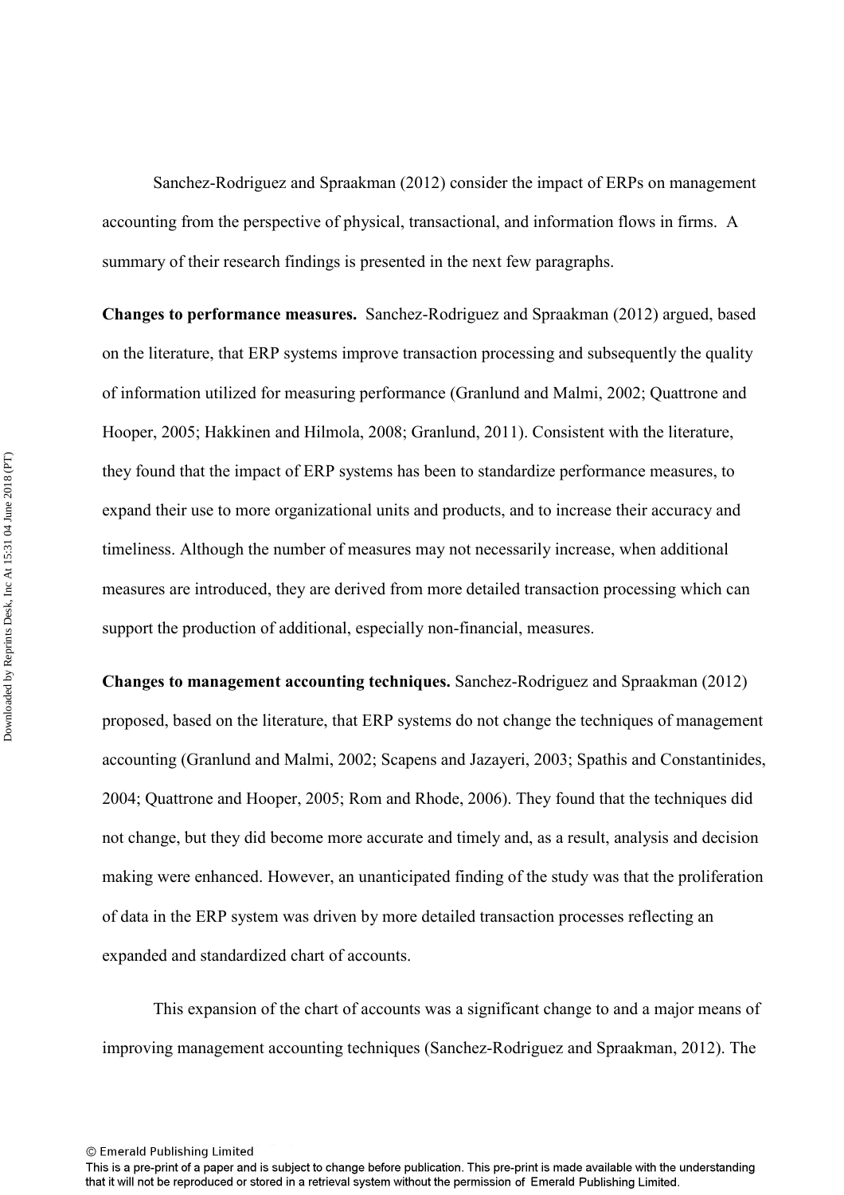Sanchez-Rodriguez and Spraakman (2012) consider the impact of ERPs on management accounting from the perspective of physical, transactional, and information flows in firms. A summary of their research findings is presented in the next few paragraphs.

**Changes to performance measures.** Sanchez-Rodriguez and Spraakman (2012) argued, based on the literature, that ERP systems improve transaction processing and subsequently the quality of information utilized for measuring performance (Granlund and Malmi, 2002; Quattrone and Hooper, 2005; Hakkinen and Hilmola, 2008; Granlund, 2011). Consistent with the literature, they found that the impact of ERP systems has been to standardize performance measures, to expand their use to more organizational units and products, and to increase their accuracy and timeliness. Although the number of measures may not necessarily increase, when additional measures are introduced, they are derived from more detailed transaction processing which can support the production of additional, especially non-financial, measures.

**Changes to management accounting techniques.** Sanchez-Rodriguez and Spraakman (2012) proposed, based on the literature, that ERP systems do not change the techniques of management accounting (Granlund and Malmi, 2002; Scapens and Jazayeri, 2003; Spathis and Constantinides, 2004; Quattrone and Hooper, 2005; Rom and Rhode, 2006). They found that the techniques did not change, but they did become more accurate and timely and, as a result, analysis and decision making were enhanced. However, an unanticipated finding of the study was that the proliferation of data in the ERP system was driven by more detailed transaction processes reflecting an expanded and standardized chart of accounts.

This expansion of the chart of accounts was a significant change to and a major means of improving management accounting techniques (Sanchez-Rodriguez and Spraakman, 2012). The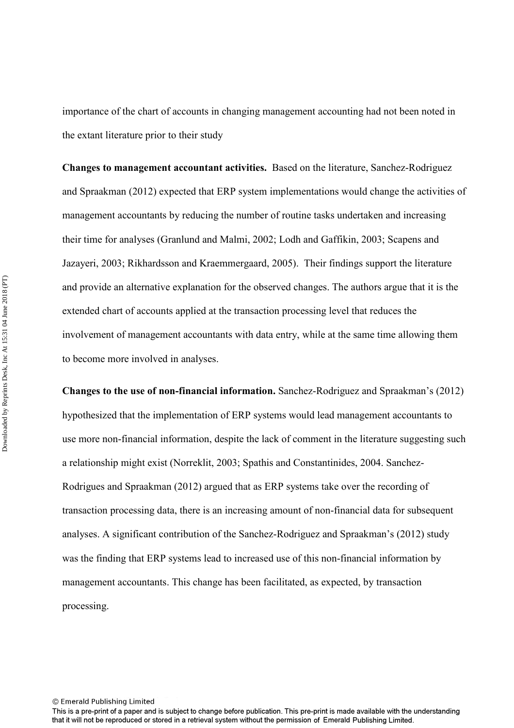importance of the chart of accounts in changing management accounting had not been noted in the extant literature prior to their study

**Changes to management accountant activities.** Based on the literature, Sanchez-Rodriguez and Spraakman (2012) expected that ERP system implementations would change the activities of management accountants by reducing the number of routine tasks undertaken and increasing their time for analyses (Granlund and Malmi, 2002; Lodh and Gaffikin, 2003; Scapens and Jazayeri, 2003; Rikhardsson and Kraemmergaard, 2005). Their findings support the literature and provide an alternative explanation for the observed changes. The authors argue that it is the extended chart of accounts applied at the transaction processing level that reduces the involvement of management accountants with data entry, while at the same time allowing them to become more involved in analyses.

**Changes to the use of non-financial information.** Sanchez-Rodriguez and Spraakman's (2012) hypothesized that the implementation of ERP systems would lead management accountants to use more non-financial information, despite the lack of comment in the literature suggesting such a relationship might exist (Norreklit, 2003; Spathis and Constantinides, 2004. Sanchez-Rodrigues and Spraakman (2012) argued that as ERP systems take over the recording of transaction processing data, there is an increasing amount of non-financial data for subsequent analyses. A significant contribution of the Sanchez-Rodriguez and Spraakman's (2012) study was the finding that ERP systems lead to increased use of this non-financial information by management accountants. This change has been facilitated, as expected, by transaction processing.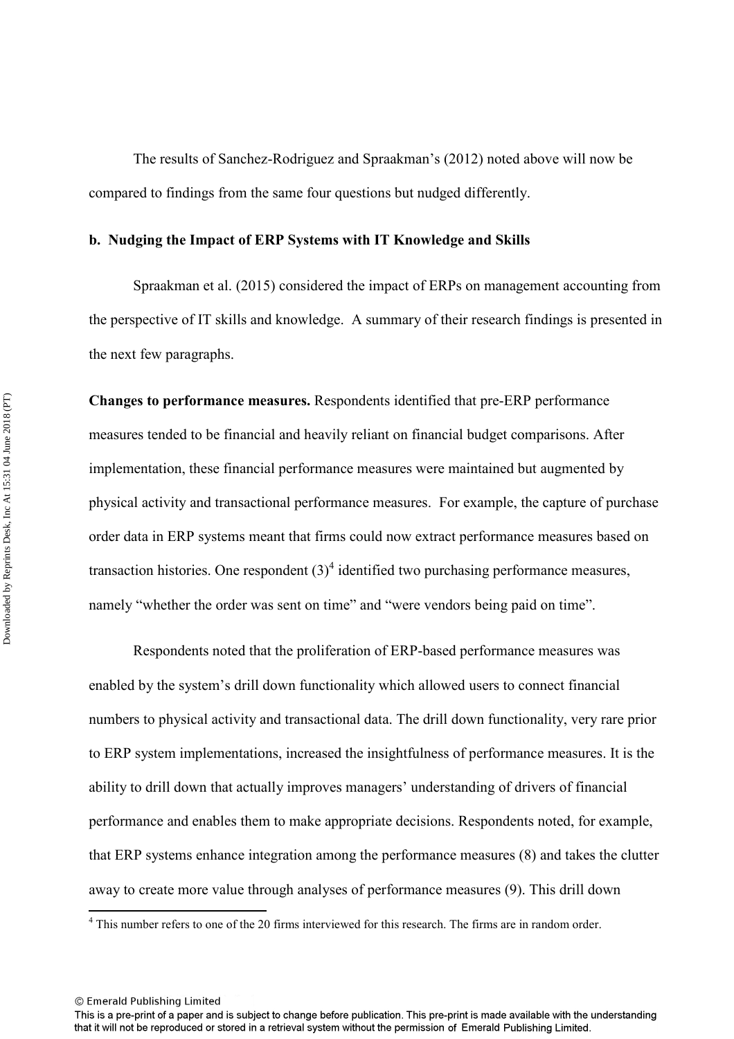The results of Sanchez-Rodriguez and Spraakman's (2012) noted above will now be compared to findings from the same four questions but nudged differently.

**b. Nudging the Impact of ERP Systems with IT Knowledge and Skills**

Spraakman et al. (2015) considered the impact of ERPs on management accounting from the perspective of IT skills and knowledge. A summary of their research findings is presented in the next few paragraphs.

**Changes to performance measures.** Respondents identified that pre-ERP performance measures tended to be financial and heavily reliant on financial budget comparisons. After implementation, these financial performance measures were maintained but augmented by physical activity and transactional performance measures. For example, the capture of purchase order data in ERP systems meant that firms could now extract performance measures based on transaction histories. One respondent (3)[4] identified two purchasing performance measures, namely "whether the order was sent on time" and "were vendors being paid on time".

Respondents noted that the proliferation of ERP-based performance measures was enabled by the system's drill down functionality which allowed users to connect financial numbers to physical activity and transactional data. The drill down functionality, very rare prior to ERP system implementations, increased the insightfulness of performance measures. It is the ability to drill down that actually improves managers' understanding of drivers of financial performance and enables them to make appropriate decisions. Respondents noted, for example, that ERP systems enhance integration among the performance measures (8) and takes the clutter away to create more value through analyses of performance measures (9). This drill down

[4] This number refers to one of the 20 firms interviewed for this research. The firms are in random order.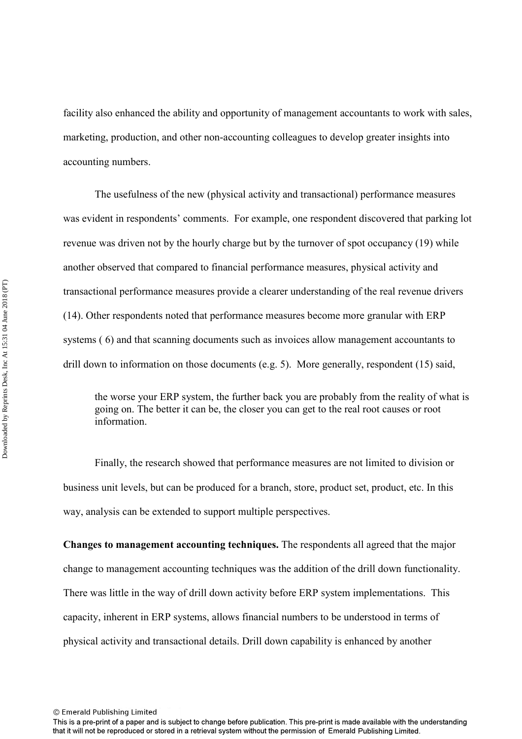facility also enhanced the ability and opportunity of management accountants to work with sales, marketing, production, and other non-accounting colleagues to develop greater insights into accounting numbers.

The usefulness of the new (physical activity and transactional) performance measures was evident in respondents' comments. For example, one respondent discovered that parking lot revenue was driven not by the hourly charge but by the turnover of spot occupancy (19) while another observed that compared to financial performance measures, physical activity and transactional performance measures provide a clearer understanding of the real revenue drivers (14). Other respondents noted that performance measures become more granular with ERP systems ( 6) and that scanning documents such as invoices allow management accountants to drill down to information on those documents (e.g. 5). More generally, respondent (15) said,

> the worse your ERP system, the further back you are probably from the reality of what is going on. The better it can be, the closer you can get to the real root causes or root information.

Finally, the research showed that performance measures are not limited to division or business unit levels, but can be produced for a branch, store, product set, product, etc. In this way, analysis can be extended to support multiple perspectives.

**Changes to management accounting techniques.** The respondents all agreed that the major change to management accounting techniques was the addition of the drill down functionality. There was little in the way of drill down activity before ERP system implementations. This capacity, inherent in ERP systems, allows financial numbers to be understood in terms of physical activity and transactional details. Drill down capability is enhanced by another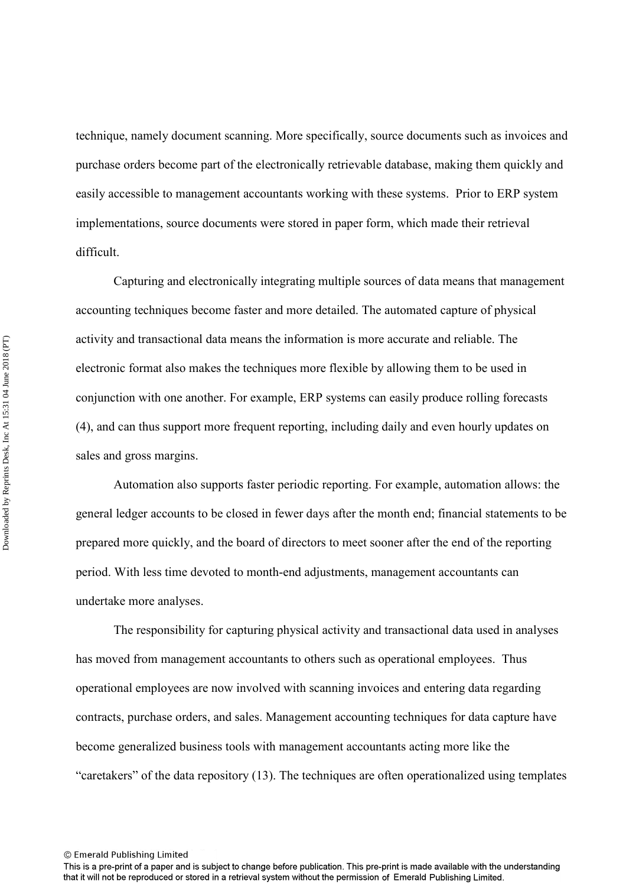technique, namely document scanning. More specifically, source documents such as invoices and purchase orders become part of the electronically retrievable database, making them quickly and easily accessible to management accountants working with these systems. Prior to ERP system implementations, source documents were stored in paper form, which made their retrieval difficult.

Capturing and electronically integrating multiple sources of data means that management accounting techniques become faster and more detailed. The automated capture of physical activity and transactional data means the information is more accurate and reliable. The electronic format also makes the techniques more flexible by allowing them to be used in conjunction with one another. For example, ERP systems can easily produce rolling forecasts (4), and can thus support more frequent reporting, including daily and even hourly updates on sales and gross margins.

Automation also supports faster periodic reporting. For example, automation allows: the general ledger accounts to be closed in fewer days after the month end; financial statements to be prepared more quickly, and the board of directors to meet sooner after the end of the reporting period. With less time devoted to month-end adjustments, management accountants can undertake more analyses.

The responsibility for capturing physical activity and transactional data used in analyses has moved from management accountants to others such as operational employees. Thus operational employees are now involved with scanning invoices and entering data regarding contracts, purchase orders, and sales. Management accounting techniques for data capture have become generalized business tools with management accountants acting more like the "caretakers" of the data repository (13). The techniques are often operationalized using templates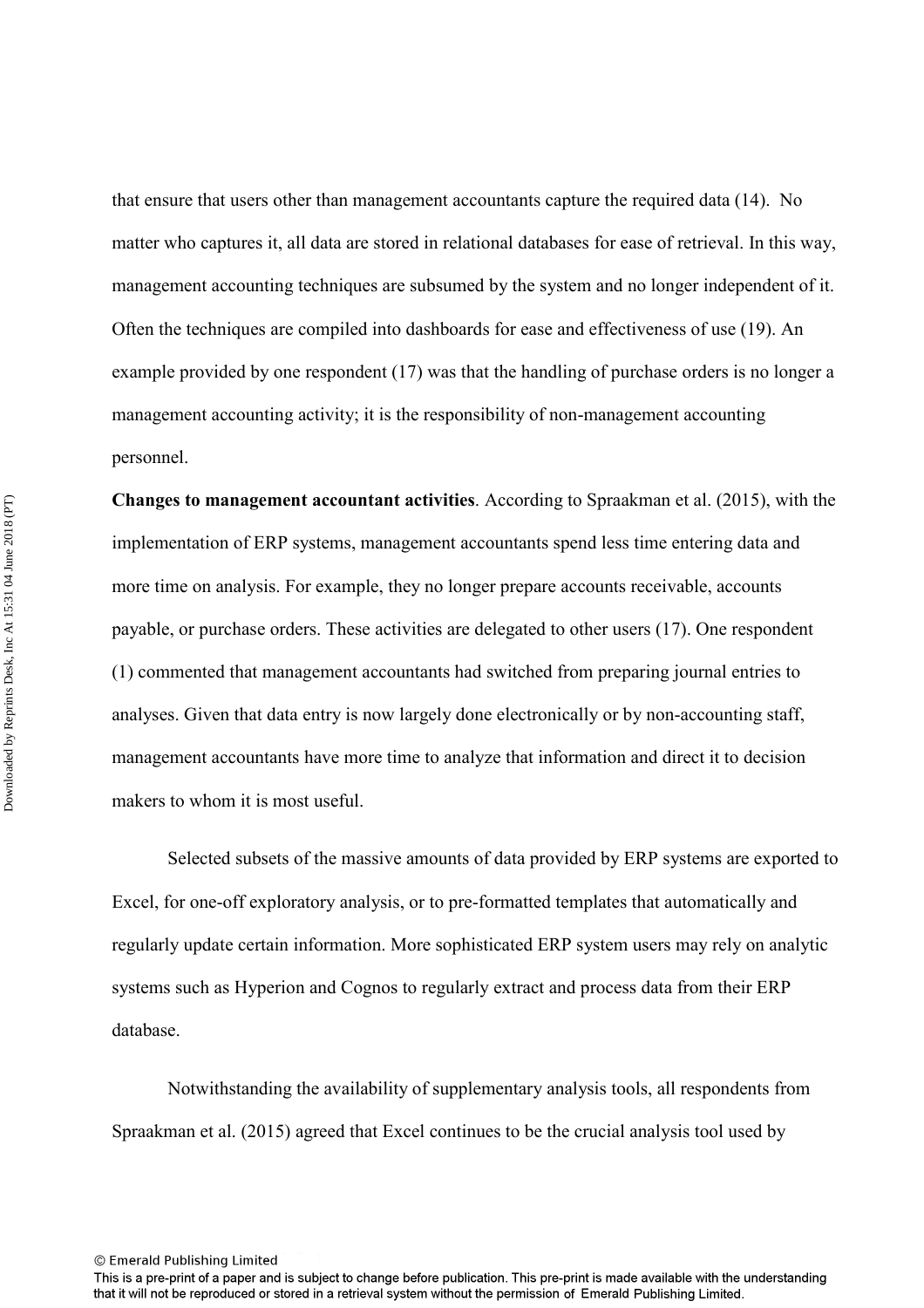that ensure that users other than management accountants capture the required data (14). No matter who captures it, all data are stored in relational databases for ease of retrieval. In this way, management accounting techniques are subsumed by the system and no longer independent of it. Often the techniques are compiled into dashboards for ease and effectiveness of use (19). An example provided by one respondent (17) was that the handling of purchase orders is no longer a management accounting activity; it is the responsibility of non-management accounting personnel.

**Changes to management accountant activities**. According to Spraakman et al. (2015), with the implementation of ERP systems, management accountants spend less time entering data and more time on analysis. For example, they no longer prepare accounts receivable, accounts payable, or purchase orders. These activities are delegated to other users (17). One respondent (1) commented that management accountants had switched from preparing journal entries to analyses. Given that data entry is now largely done electronically or by non-accounting staff, management accountants have more time to analyze that information and direct it to decision makers to whom it is most useful.

Selected subsets of the massive amounts of data provided by ERP systems are exported to Excel, for one-off exploratory analysis, or to pre-formatted templates that automatically and regularly update certain information. More sophisticated ERP system users may rely on analytic systems such as Hyperion and Cognos to regularly extract and process data from their ERP database.

Notwithstanding the availability of supplementary analysis tools, all respondents from Spraakman et al. (2015) agreed that Excel continues to be the crucial analysis tool used by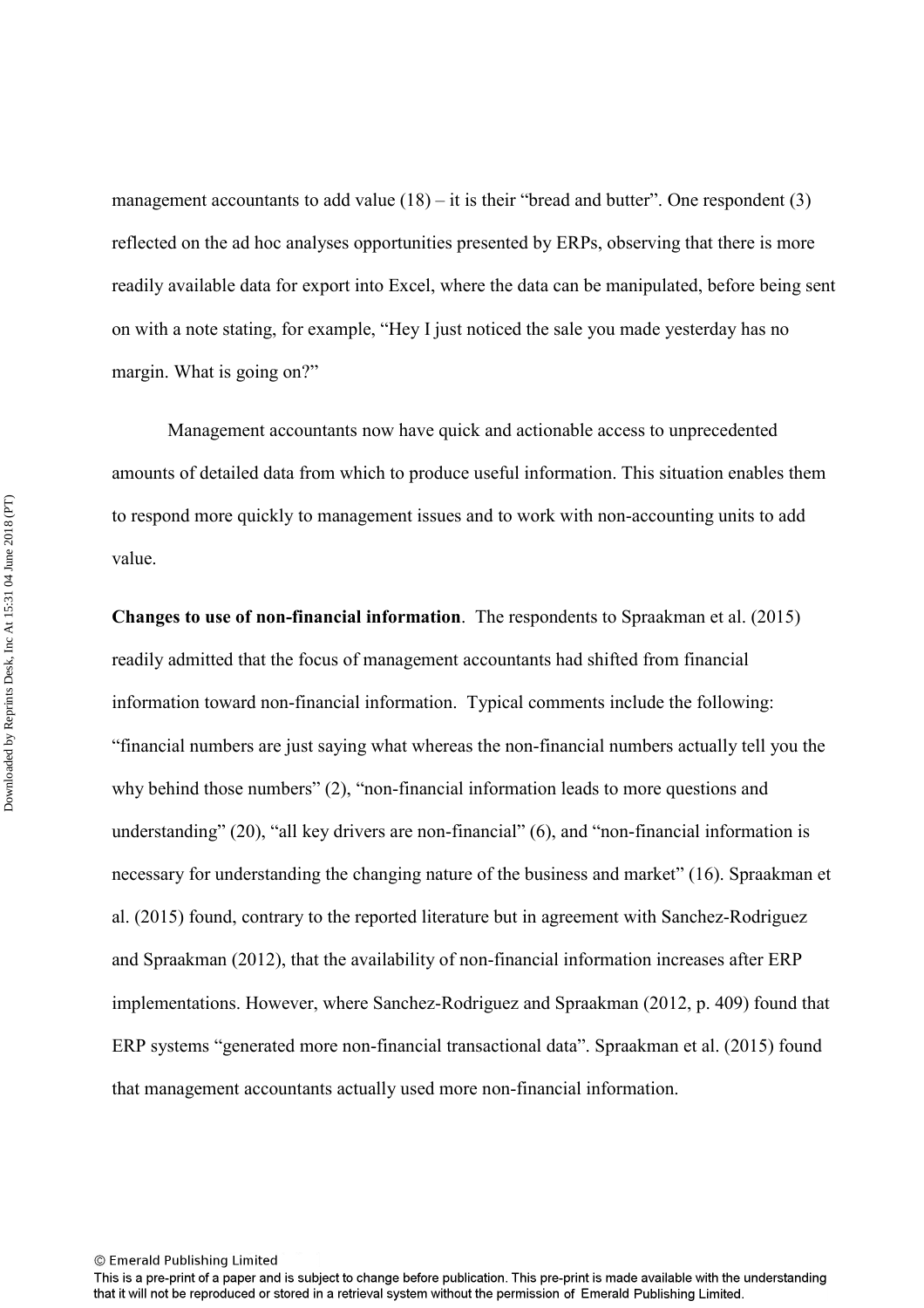management accountants to add value (18) – it is their "bread and butter". One respondent (3) reflected on the ad hoc analyses opportunities presented by ERPs, observing that there is more readily available data for export into Excel, where the data can be manipulated, before being sent on with a note stating, for example, "Hey I just noticed the sale you made yesterday has no margin. What is going on?"

Management accountants now have quick and actionable access to unprecedented amounts of detailed data from which to produce useful information. This situation enables them to respond more quickly to management issues and to work with non-accounting units to add value.

**Changes to use of non-financial information**. The respondents to Spraakman et al. (2015) readily admitted that the focus of management accountants had shifted from financial information toward non-financial information. Typical comments include the following: "financial numbers are just saying what whereas the non-financial numbers actually tell you the why behind those numbers" (2), "non-financial information leads to more questions and understanding" (20), "all key drivers are non-financial" (6), and "non-financial information is necessary for understanding the changing nature of the business and market" (16). Spraakman et al. (2015) found, contrary to the reported literature but in agreement with Sanchez-Rodriguez and Spraakman (2012), that the availability of non-financial information increases after ERP implementations. However, where Sanchez-Rodriguez and Spraakman (2012, p. 409) found that ERP systems "generated more non-financial transactional data". Spraakman et al. (2015) found that management accountants actually used more non-financial information.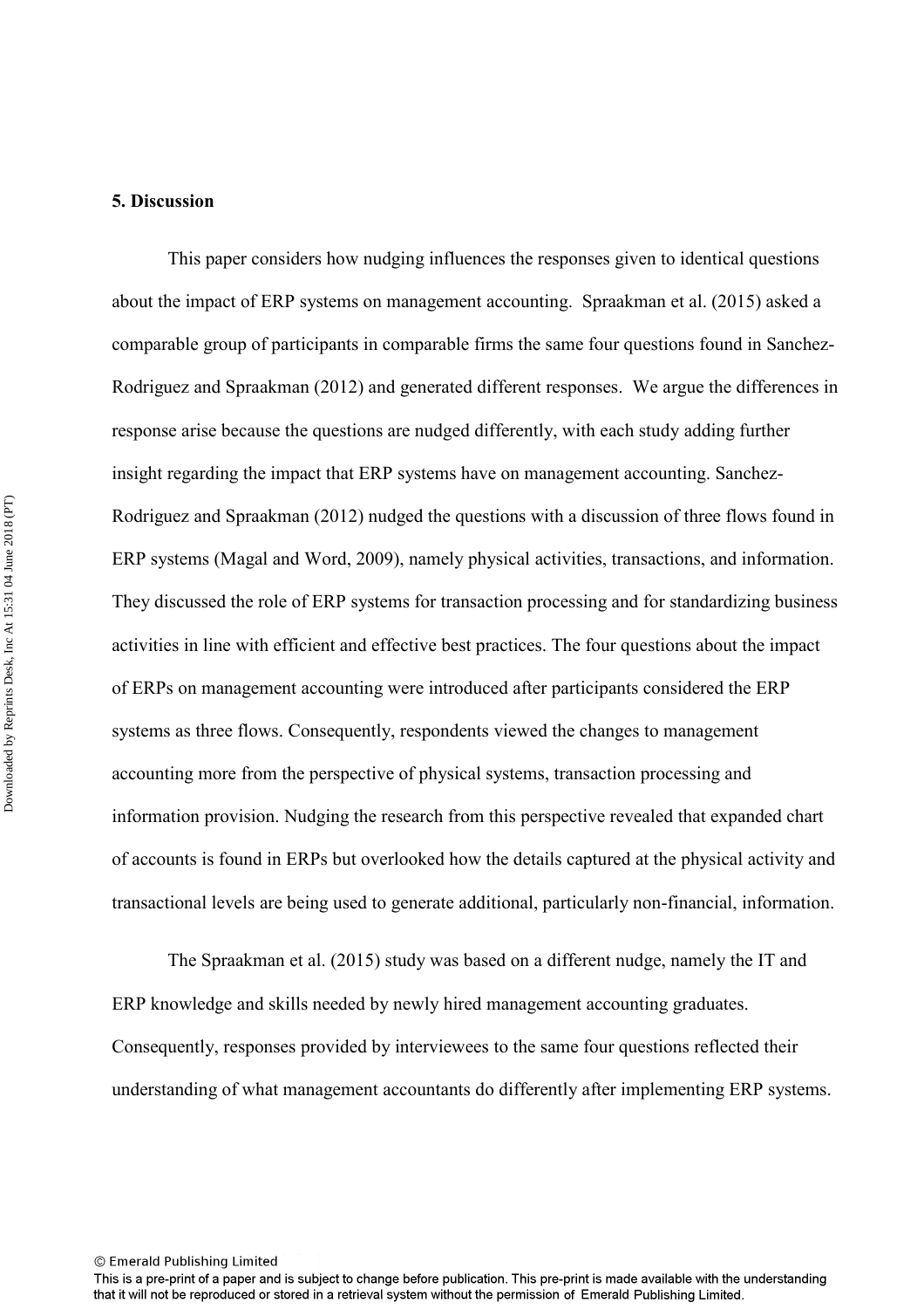## 5. Discussion

This paper considers how nudging influences the responses given to identical questions about the impact of ERP systems on management accounting. Spraakman et al. (2015) asked a comparable group of participants in comparable firms the same four questions found in Sanchez-Rodriguez and Spraakman (2012) and generated different responses. We argue the differences in response arise because the questions are nudged differently, with each study adding further insight regarding the impact that ERP systems have on management accounting. Sanchez-Rodriguez and Spraakman (2012) nudged the questions with a discussion of three flows found in ERP systems (Magal and Word, 2009), namely physical activities, transactions, and information. They discussed the role of ERP systems for transaction processing and for standardizing business activities in line with efficient and effective best practices. The four questions about the impact of ERPs on management accounting were introduced after participants considered the ERP systems as three flows. Consequently, respondents viewed the changes to management accounting more from the perspective of physical systems, transaction processing and information provision. Nudging the research from this perspective revealed that expanded chart of accounts is found in ERPs but overlooked how the details captured at the physical activity and transactional levels are being used to generate additional, particularly non-financial, information.

The Spraakman et al. (2015) study was based on a different nudge, namely the IT and ERP knowledge and skills needed by newly hired management accounting graduates. Consequently, responses provided by interviewees to the same four questions reflected their understanding of what management accountants do differently after implementing ERP systems.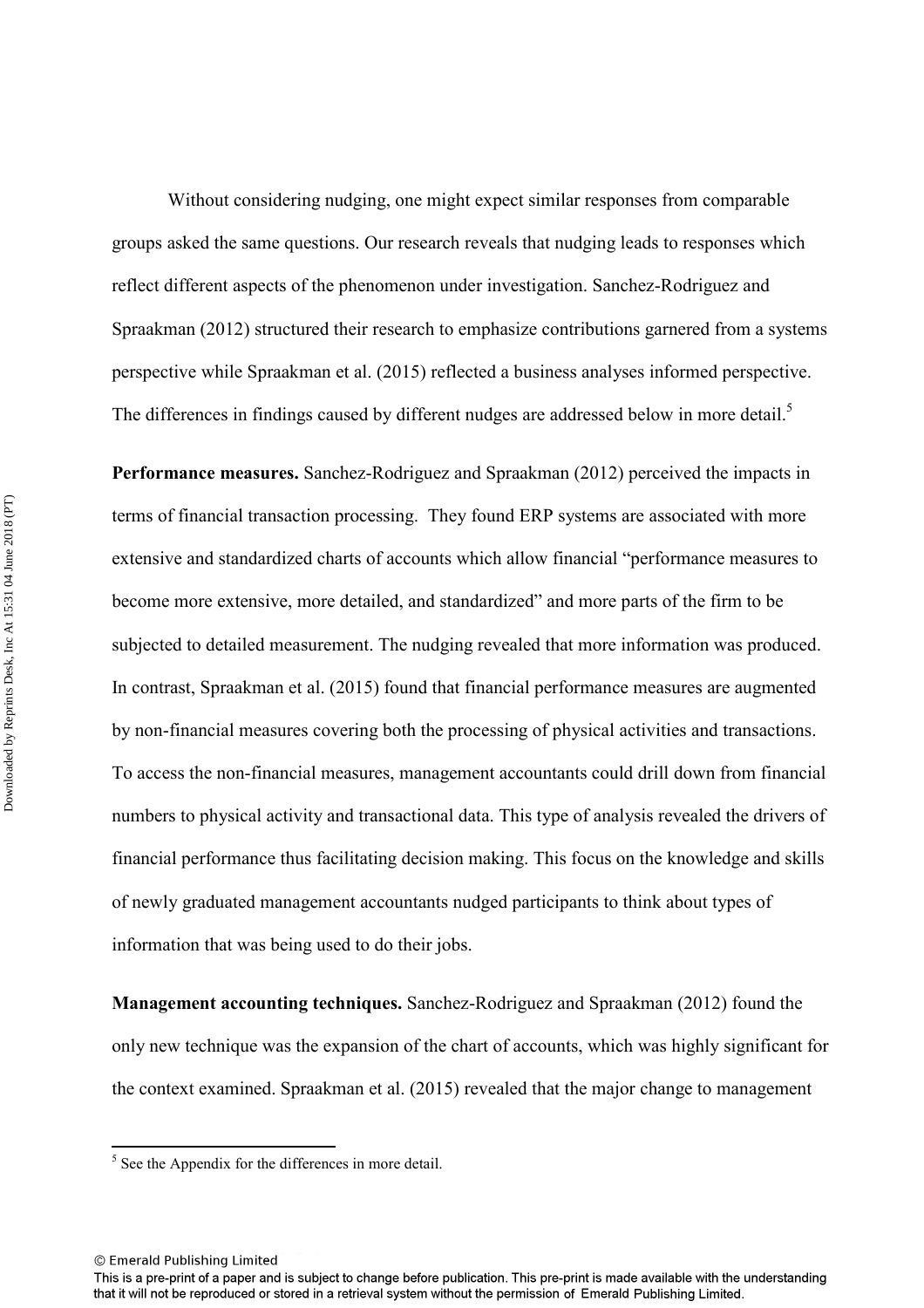Without considering nudging, one might expect similar responses from comparable groups asked the same questions. Our research reveals that nudging leads to responses which reflect different aspects of the phenomenon under investigation. Sanchez-Rodriguez and Spraakman (2012) structured their research to emphasize contributions garnered from a systems perspective while Spraakman et al. (2015) reflected a business analyses informed perspective. The differences in findings caused by different nudges are addressed below in more detail.[5]

**Performance measures.** Sanchez-Rodriguez and Spraakman (2012) perceived the impacts in terms of financial transaction processing. They found ERP systems are associated with more extensive and standardized charts of accounts which allow financial "performance measures to become more extensive, more detailed, and standardized" and more parts of the firm to be subjected to detailed measurement. The nudging revealed that more information was produced. In contrast, Spraakman et al. (2015) found that financial performance measures are augmented by non-financial measures covering both the processing of physical activities and transactions. To access the non-financial measures, management accountants could drill down from financial numbers to physical activity and transactional data. This type of analysis revealed the drivers of financial performance thus facilitating decision making. This focus on the knowledge and skills of newly graduated management accountants nudged participants to think about types of information that was being used to do their jobs.

**Management accounting techniques.** Sanchez-Rodriguez and Spraakman (2012) found the only new technique was the expansion of the chart of accounts, which was highly significant for the context examined. Spraakman et al. (2015) revealed that the major change to management

[5] See the Appendix for the differences in more detail.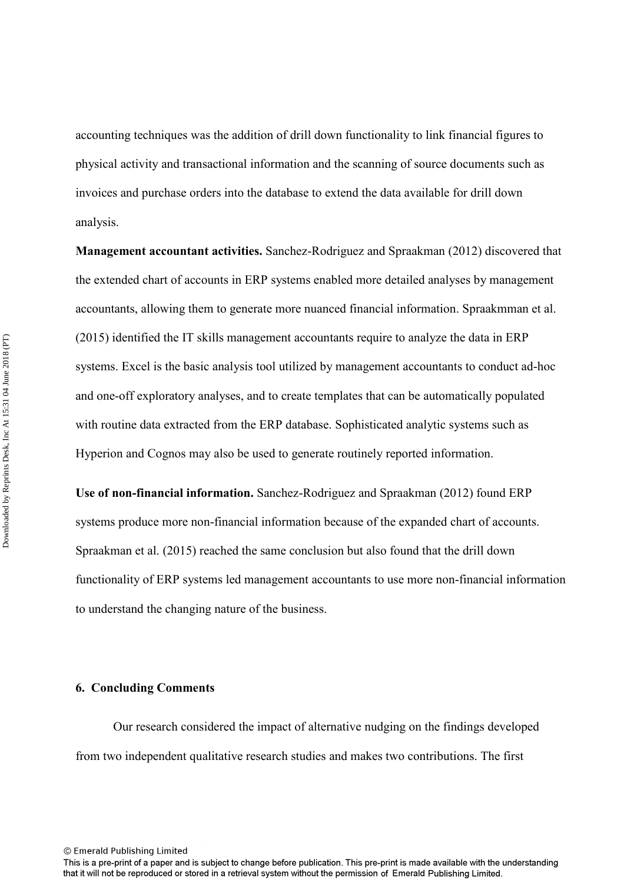accounting techniques was the addition of drill down functionality to link financial figures to physical activity and transactional information and the scanning of source documents such as invoices and purchase orders into the database to extend the data available for drill down analysis.

**Management accountant activities.** Sanchez-Rodriguez and Spraakman (2012) discovered that the extended chart of accounts in ERP systems enabled more detailed analyses by management accountants, allowing them to generate more nuanced financial information. Spraakmman et al. (2015) identified the IT skills management accountants require to analyze the data in ERP systems. Excel is the basic analysis tool utilized by management accountants to conduct ad-hoc and one-off exploratory analyses, and to create templates that can be automatically populated with routine data extracted from the ERP database. Sophisticated analytic systems such as Hyperion and Cognos may also be used to generate routinely reported information.

**Use of non-financial information.** Sanchez-Rodriguez and Spraakman (2012) found ERP systems produce more non-financial information because of the expanded chart of accounts. Spraakman et al. (2015) reached the same conclusion but also found that the drill down functionality of ERP systems led management accountants to use more non-financial information to understand the changing nature of the business.

## 6. Concluding Comments

Our research considered the impact of alternative nudging on the findings developed from two independent qualitative research studies and makes two contributions. The first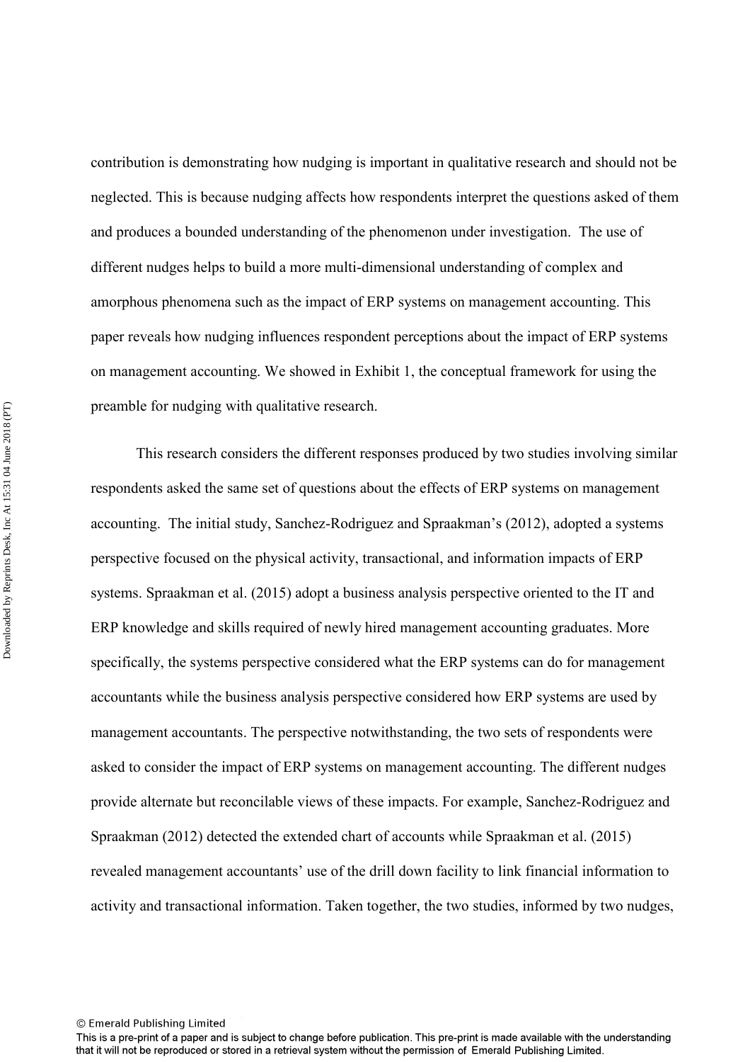contribution is demonstrating how nudging is important in qualitative research and should not be neglected. This is because nudging affects how respondents interpret the questions asked of them and produces a bounded understanding of the phenomenon under investigation. The use of different nudges helps to build a more multi-dimensional understanding of complex and amorphous phenomena such as the impact of ERP systems on management accounting. This paper reveals how nudging influences respondent perceptions about the impact of ERP systems on management accounting. We showed in Exhibit 1, the conceptual framework for using the preamble for nudging with qualitative research.

This research considers the different responses produced by two studies involving similar respondents asked the same set of questions about the effects of ERP systems on management accounting. The initial study, Sanchez-Rodriguez and Spraakman's (2012), adopted a systems perspective focused on the physical activity, transactional, and information impacts of ERP systems. Spraakman et al. (2015) adopt a business analysis perspective oriented to the IT and ERP knowledge and skills required of newly hired management accounting graduates. More specifically, the systems perspective considered what the ERP systems can do for management accountants while the business analysis perspective considered how ERP systems are used by management accountants. The perspective notwithstanding, the two sets of respondents were asked to consider the impact of ERP systems on management accounting. The different nudges provide alternate but reconcilable views of these impacts. For example, Sanchez-Rodriguez and Spraakman (2012) detected the extended chart of accounts while Spraakman et al. (2015) revealed management accountants' use of the drill down facility to link financial information to activity and transactional information. Taken together, the two studies, informed by two nudges,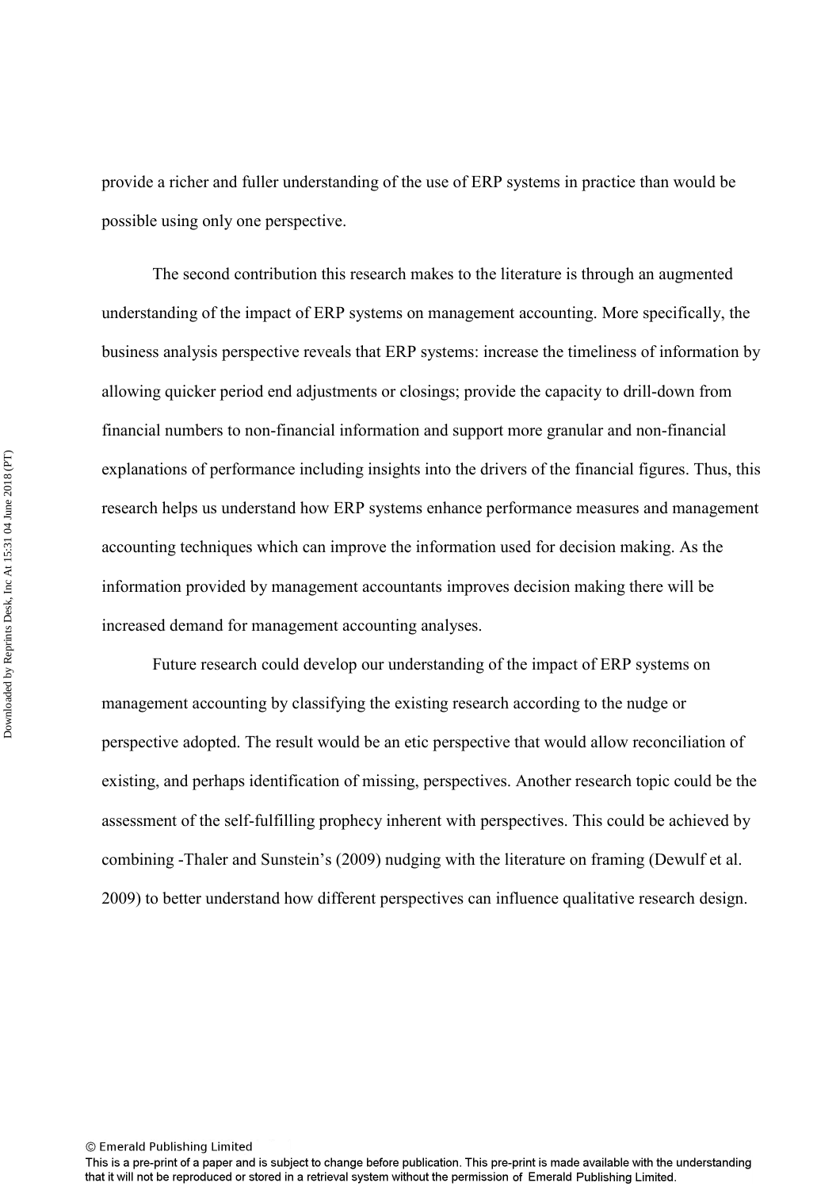provide a richer and fuller understanding of the use of ERP systems in practice than would be possible using only one perspective.

The second contribution this research makes to the literature is through an augmented understanding of the impact of ERP systems on management accounting. More specifically, the business analysis perspective reveals that ERP systems: increase the timeliness of information by allowing quicker period end adjustments or closings; provide the capacity to drill-down from financial numbers to non-financial information and support more granular and non-financial explanations of performance including insights into the drivers of the financial figures. Thus, this research helps us understand how ERP systems enhance performance measures and management accounting techniques which can improve the information used for decision making. As the information provided by management accountants improves decision making there will be increased demand for management accounting analyses.

Future research could develop our understanding of the impact of ERP systems on management accounting by classifying the existing research according to the nudge or perspective adopted. The result would be an etic perspective that would allow reconciliation of existing, and perhaps identification of missing, perspectives. Another research topic could be the assessment of the self-fulfilling prophecy inherent with perspectives. This could be achieved by combining -Thaler and Sunstein's (2009) nudging with the literature on framing (Dewulf et al. 2009) to better understand how different perspectives can influence qualitative research design.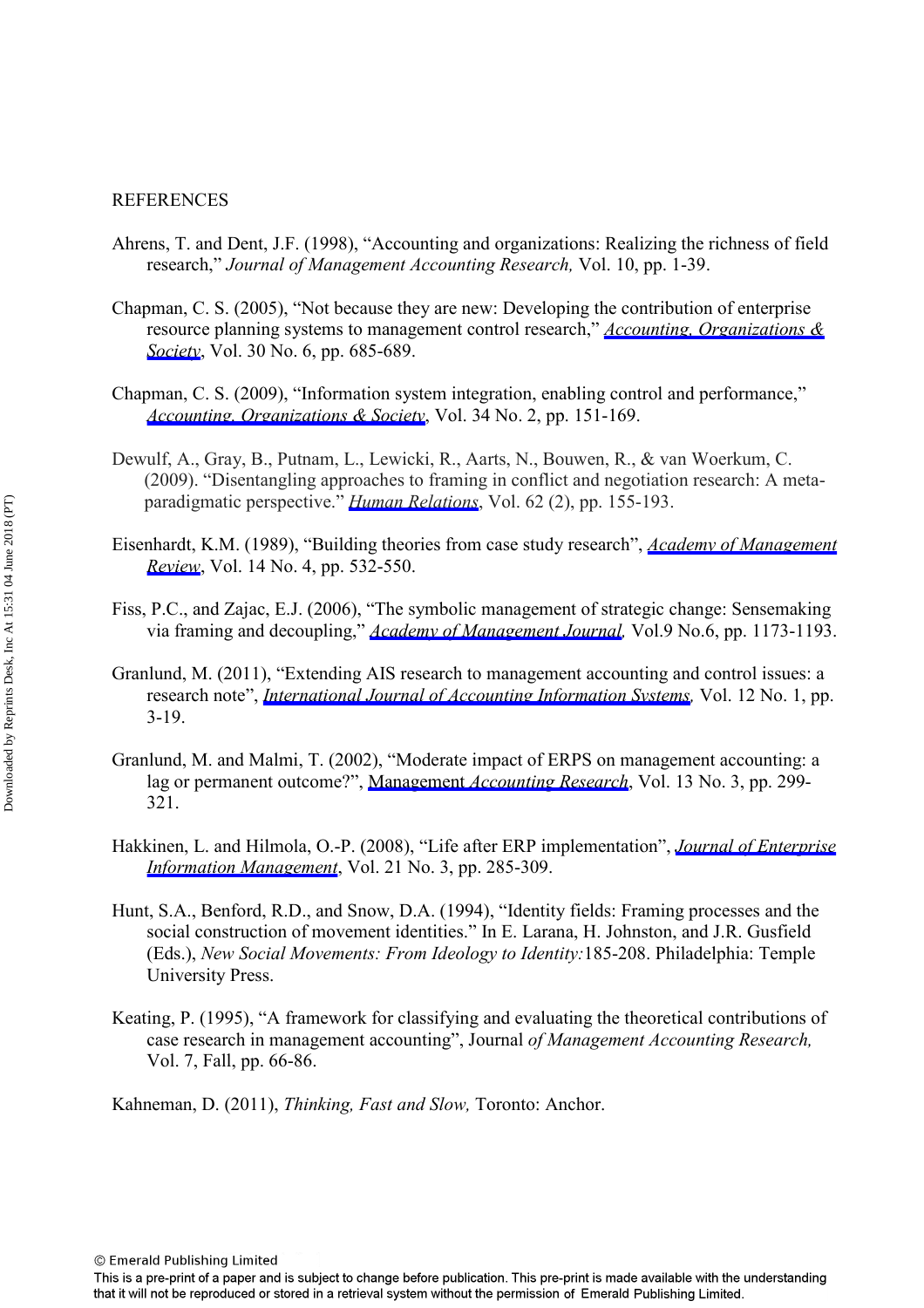REFERENCES

Ahrens, T. and Dent, J.F. (1998), "Accounting and organizations: Realizing the richness of field research," *Journal of Management Accounting Research,* Vol. 10, pp. 1-39.

Chapman, C. S. (2005), "Not because they are new: Developing the contribution of enterprise resource planning systems to management control research," *Accounting, Organizations & Society*, Vol. 30 No. 6, pp. 685-689.

Chapman, C. S. (2009), "Information system integration, enabling control and performance," *Accounting, Organizations & Society*, Vol. 34 No. 2, pp. 151-169.

Dewulf, A., Gray, B., Putnam, L., Lewicki, R., Aarts, N., Bouwen, R., & van Woerkum, C. (2009). "Disentangling approaches to framing in conflict and negotiation research: A meta-paradigmatic perspective." *Human Relations*, Vol. 62 (2), pp. 155-193.

Eisenhardt, K.M. (1989), "Building theories from case study research", *Academy of Management Review*, Vol. 14 No. 4, pp. 532-550.

Fiss, P.C., and Zajac, E.J. (2006), "The symbolic management of strategic change: Sensemaking via framing and decoupling," *Academy of Management Journal,* Vol.9 No.6, pp. 1173-1193.

Granlund, M. (2011), "Extending AIS research to management accounting and control issues: a research note", *International Journal of Accounting Information Systems,* Vol. 12 No. 1, pp. 3-19.

Granlund, M. and Malmi, T. (2002), "Moderate impact of ERPS on management accounting: a lag or permanent outcome?", Management *Accounting Research*, Vol. 13 No. 3, pp. 299-321.

Hakkinen, L. and Hilmola, O.-P. (2008), "Life after ERP implementation", *Journal of Enterprise Information Management*, Vol. 21 No. 3, pp. 285-309.

Hunt, S.A., Benford, R.D., and Snow, D.A. (1994), "Identity fields: Framing processes and the social construction of movement identities." In E. Larana, H. Johnston, and J.R. Gusfield (Eds.), *New Social Movements: From Ideology to Identity:*185-208. Philadelphia: Temple University Press.

Keating, P. (1995), "A framework for classifying and evaluating the theoretical contributions of case research in management accounting", Journal *of Management Accounting Research,* Vol. 7, Fall, pp. 66-86.

Kahneman, D. (2011), *Thinking, Fast and Slow,* Toronto: Anchor.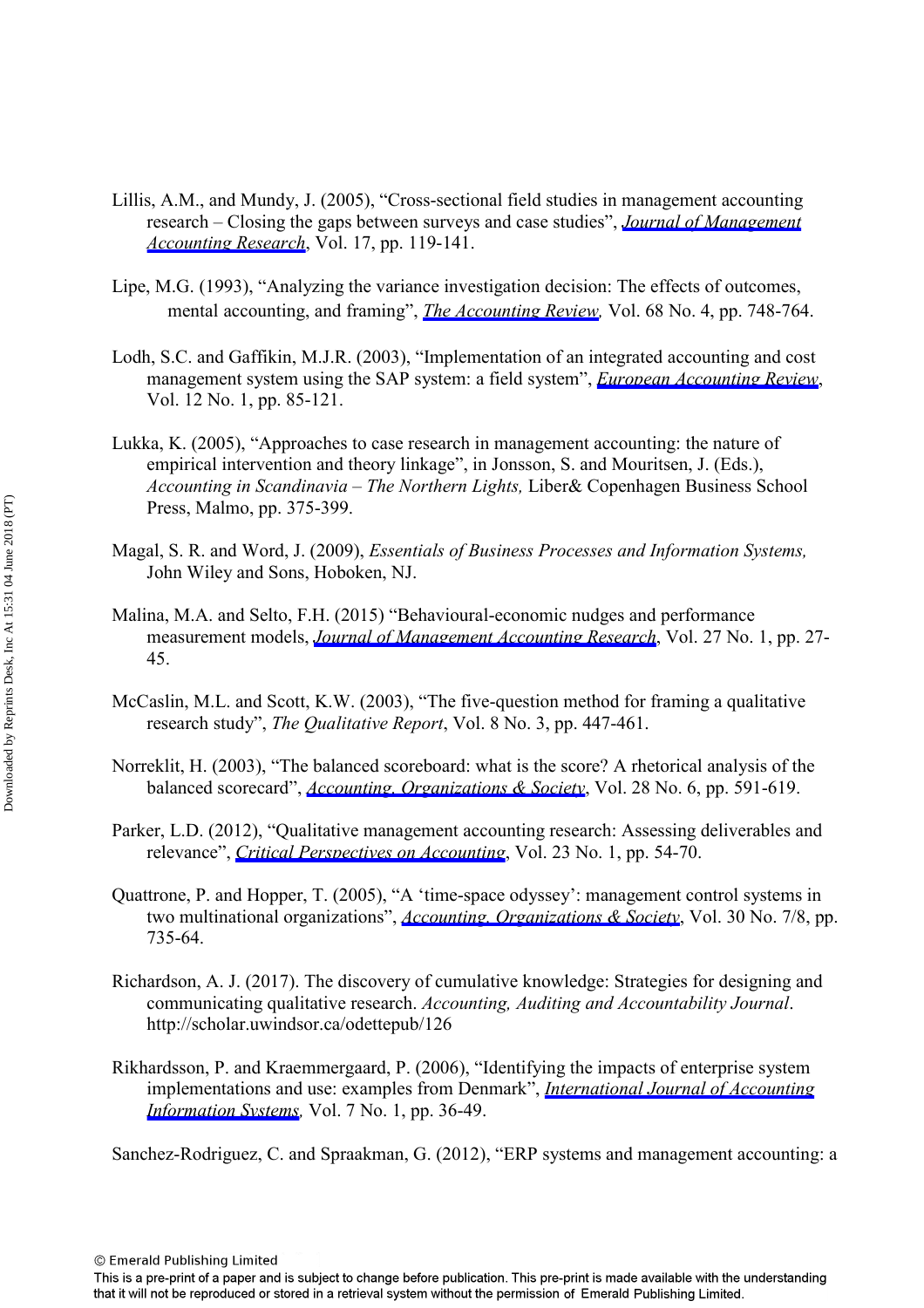Lillis, A.M., and Mundy, J. (2005), "Cross-sectional field studies in management accounting research – Closing the gaps between surveys and case studies", *Journal of Management Accounting Research*, Vol. 17, pp. 119-141.

Lipe, M.G. (1993), "Analyzing the variance investigation decision: The effects of outcomes, mental accounting, and framing", *The Accounting Review,* Vol. 68 No. 4, pp. 748-764.

Lodh, S.C. and Gaffikin, M.J.R. (2003), "Implementation of an integrated accounting and cost management system using the SAP system: a field system", *European Accounting Review*, Vol. 12 No. 1, pp. 85-121.

Lukka, K. (2005), "Approaches to case research in management accounting: the nature of empirical intervention and theory linkage", in Jonsson, S. and Mouritsen, J. (Eds.), *Accounting in Scandinavia – The Northern Lights,* Liber& Copenhagen Business School Press, Malmo, pp. 375-399.

Magal, S. R. and Word, J. (2009), *Essentials of Business Processes and Information Systems,* John Wiley and Sons, Hoboken, NJ.

Malina, M.A. and Selto, F.H. (2015) "Behavioural-economic nudges and performance measurement models, *Journal of Management Accounting Research*, Vol. 27 No. 1, pp. 27-45.

McCaslin, M.L. and Scott, K.W. (2003), "The five-question method for framing a qualitative research study", *The Qualitative Report*, Vol. 8 No. 3, pp. 447-461.

Norreklit, H. (2003), "The balanced scoreboard: what is the score? A rhetorical analysis of the balanced scorecard", *Accounting, Organizations & Society*, Vol. 28 No. 6, pp. 591-619.

Parker, L.D. (2012), "Qualitative management accounting research: Assessing deliverables and relevance", *Critical Perspectives on Accounting*, Vol. 23 No. 1, pp. 54-70.

Quattrone, P. and Hopper, T. (2005), "A 'time-space odyssey': management control systems in two multinational organizations", *Accounting, Organizations & Society*, Vol. 30 No. 7/8, pp. 735-64.

Richardson, A. J. (2017). The discovery of cumulative knowledge: Strategies for designing and communicating qualitative research. *Accounting, Auditing and Accountability Journal*. http://scholar.uwindsor.ca/odettepub/126

Rikhardsson, P. and Kraemmergaard, P. (2006), "Identifying the impacts of enterprise system implementations and use: examples from Denmark", *International Journal of Accounting Information Systems,* Vol. 7 No. 1, pp. 36-49.

Sanchez-Rodriguez, C. and Spraakman, G. (2012), "ERP systems and management accounting: a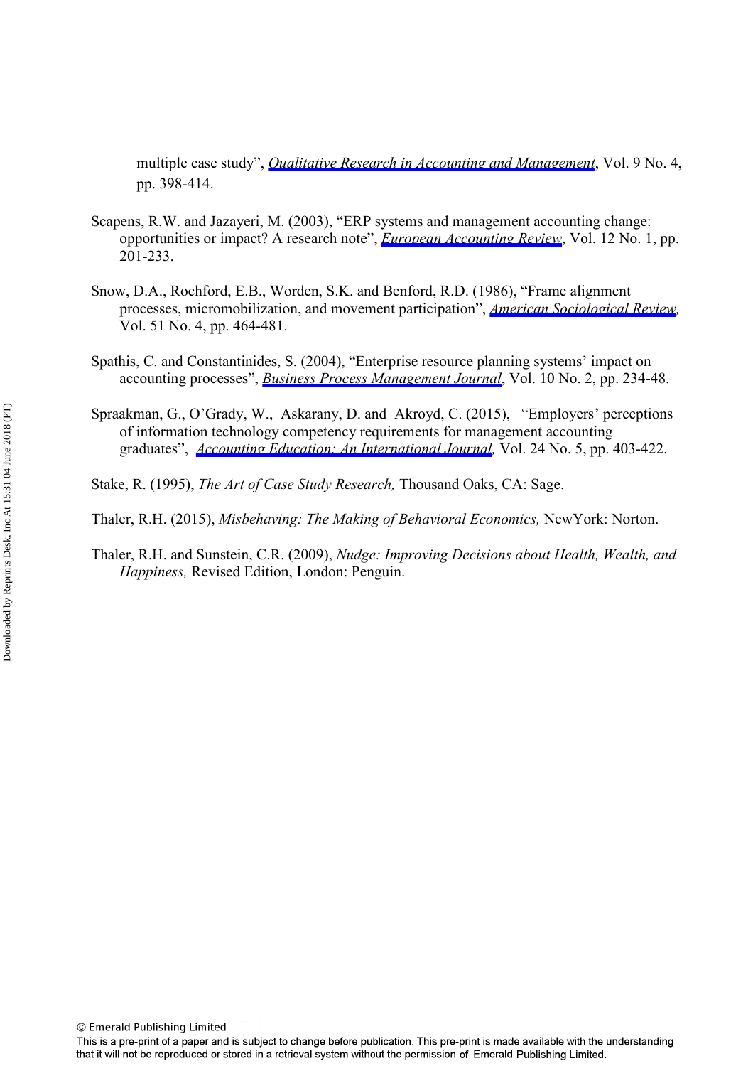multiple case study", *Qualitative Research in Accounting and Management*, Vol. 9 No. 4, pp. 398-414.

Scapens, R.W. and Jazayeri, M. (2003), "ERP systems and management accounting change: opportunities or impact? A research note", *European Accounting Review*, Vol. 12 No. 1, pp. 201-233.

Snow, D.A., Rochford, E.B., Worden, S.K. and Benford, R.D. (1986), "Frame alignment processes, micromobilization, and movement participation", *American Sociological Review*, Vol. 51 No. 4, pp. 464-481.

Spathis, C. and Constantinides, S. (2004), "Enterprise resource planning systems' impact on accounting processes", *Business Process Management Journal*, Vol. 10 No. 2, pp. 234-48.

Spraakman, G., O'Grady, W., Askarany, D. and Akroyd, C. (2015), "Employers' perceptions of information technology competency requirements for management accounting graduates", *Accounting Education: An International Journal*, Vol. 24 No. 5, pp. 403-422.

Stake, R. (1995), *The Art of Case Study Research,* Thousand Oaks, CA: Sage.

Thaler, R.H. (2015), *Misbehaving: The Making of Behavioral Economics,* NewYork: Norton.

Thaler, R.H. and Sunstein, C.R. (2009), *Nudge: Improving Decisions about Health, Wealth, and Happiness,* Revised Edition, London: Penguin.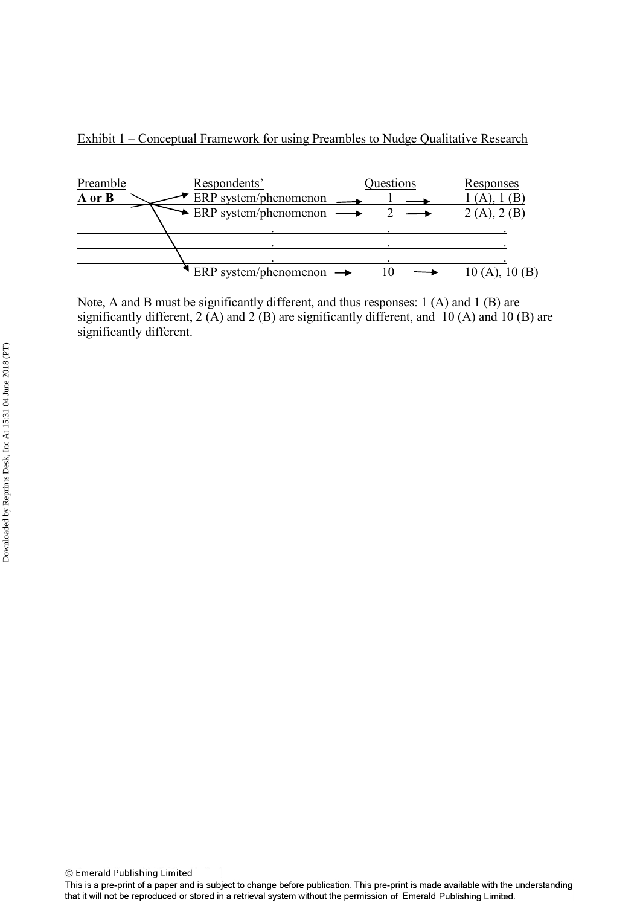Exhibit 1 – Conceptual Framework for using Preambles to Nudge Qualitative Research

| Preamble | Respondents' | Questions | Responses |
|---|---|---|---|
| **A or B** | ERP system/phenomenon → | 1 → | 1 (A), 1 (B) |
| | ERP system/phenomenon → | 2 → | 2 (A), 2 (B) |
| | . | . | . |
| | . | . | . |
| | . | . | . |
| | ERP system/phenomenon → | 10 → | 10 (A), 10 (B) |

Note, A and B must be significantly different, and thus responses: 1 (A) and 1 (B) are significantly different, 2 (A) and 2 (B) are significantly different, and 10 (A) and 10 (B) are significantly different.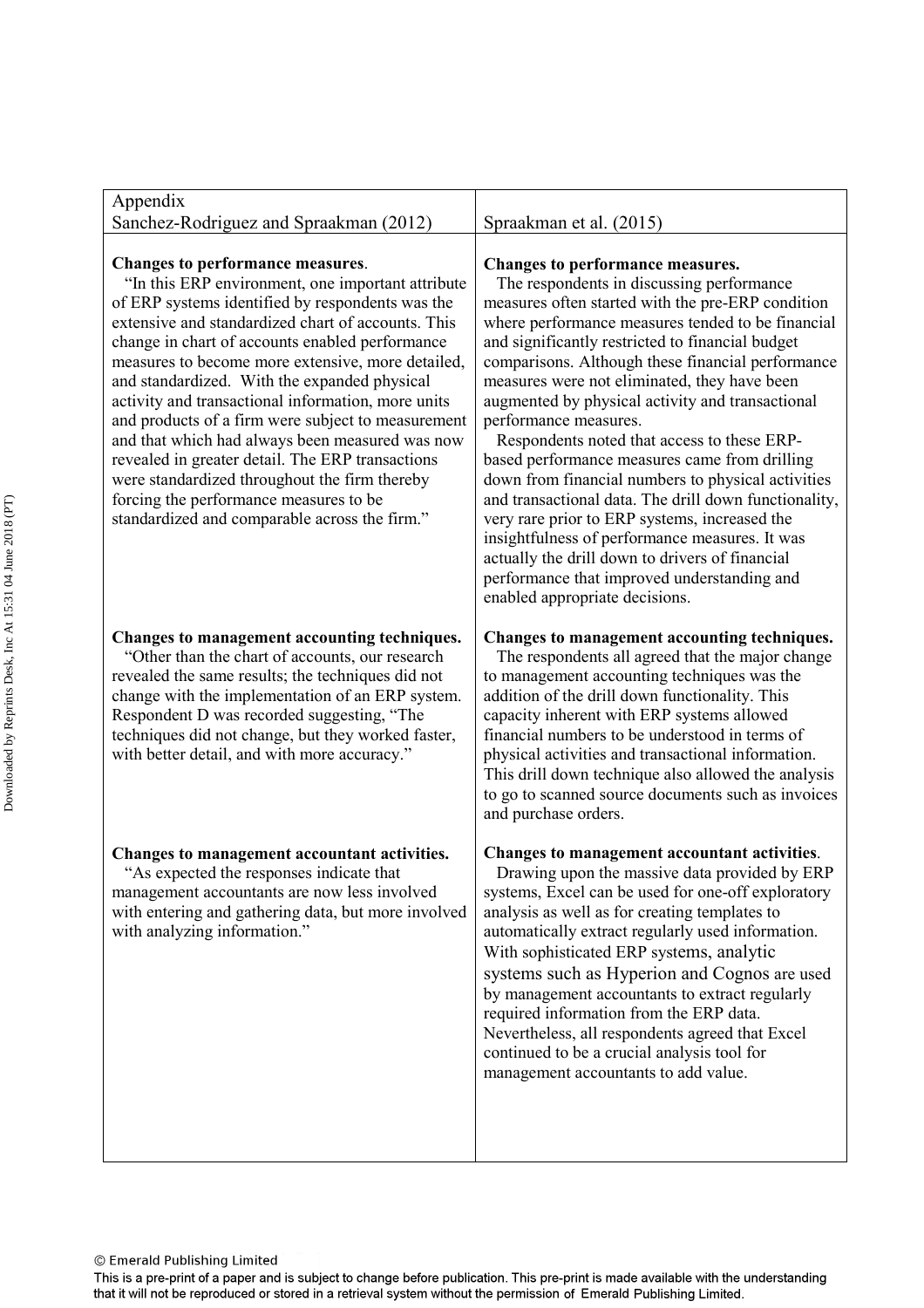| Appendix<br>Sanchez-Rodriguez and Spraakman (2012) | Spraakman et al. (2015) |
|---|---|
| **Changes to performance measures**.<br>"In this ERP environment, one important attribute of ERP systems identified by respondents was the extensive and standardized chart of accounts. This change in chart of accounts enabled performance measures to become more extensive, more detailed, and standardized. With the expanded physical activity and transactional information, more units and products of a firm were subject to measurement and that which had always been measured was now revealed in greater detail. The ERP transactions were standardized throughout the firm thereby forcing the performance measures to be standardized and comparable across the firm." | **Changes to performance measures.**<br>The respondents in discussing performance measures often started with the pre-ERP condition where performance measures tended to be financial and significantly restricted to financial budget comparisons. Although these financial performance measures were not eliminated, they have been augmented by physical activity and transactional performance measures.<br>Respondents noted that access to these ERP-based performance measures came from drilling down from financial numbers to physical activities and transactional data. The drill down functionality, very rare prior to ERP systems, increased the insightfulness of performance measures. It was actually the drill down to drivers of financial performance that improved understanding and enabled appropriate decisions. |
| **Changes to management accounting techniques.**<br>"Other than the chart of accounts, our research revealed the same results; the techniques did not change with the implementation of an ERP system. Respondent D was recorded suggesting, "The techniques did not change, but they worked faster, with better detail, and with more accuracy." | **Changes to management accounting techniques.**<br>The respondents all agreed that the major change to management accounting techniques was the addition of the drill down functionality. This capacity inherent with ERP systems allowed financial numbers to be understood in terms of physical activities and transactional information. This drill down technique also allowed the analysis to go to scanned source documents such as invoices and purchase orders. |
| **Changes to management accountant activities.**<br>"As expected the responses indicate that management accountants are now less involved with entering and gathering data, but more involved with analyzing information." | **Changes to management accountant activities**.<br>Drawing upon the massive data provided by ERP systems, Excel can be used for one-off exploratory analysis as well as for creating templates to automatically extract regularly used information. With sophisticated ERP systems, analytic systems such as Hyperion and Cognos are used by management accountants to extract regularly required information from the ERP data. Nevertheless, all respondents agreed that Excel continued to be a crucial analysis tool for management accountants to add value. |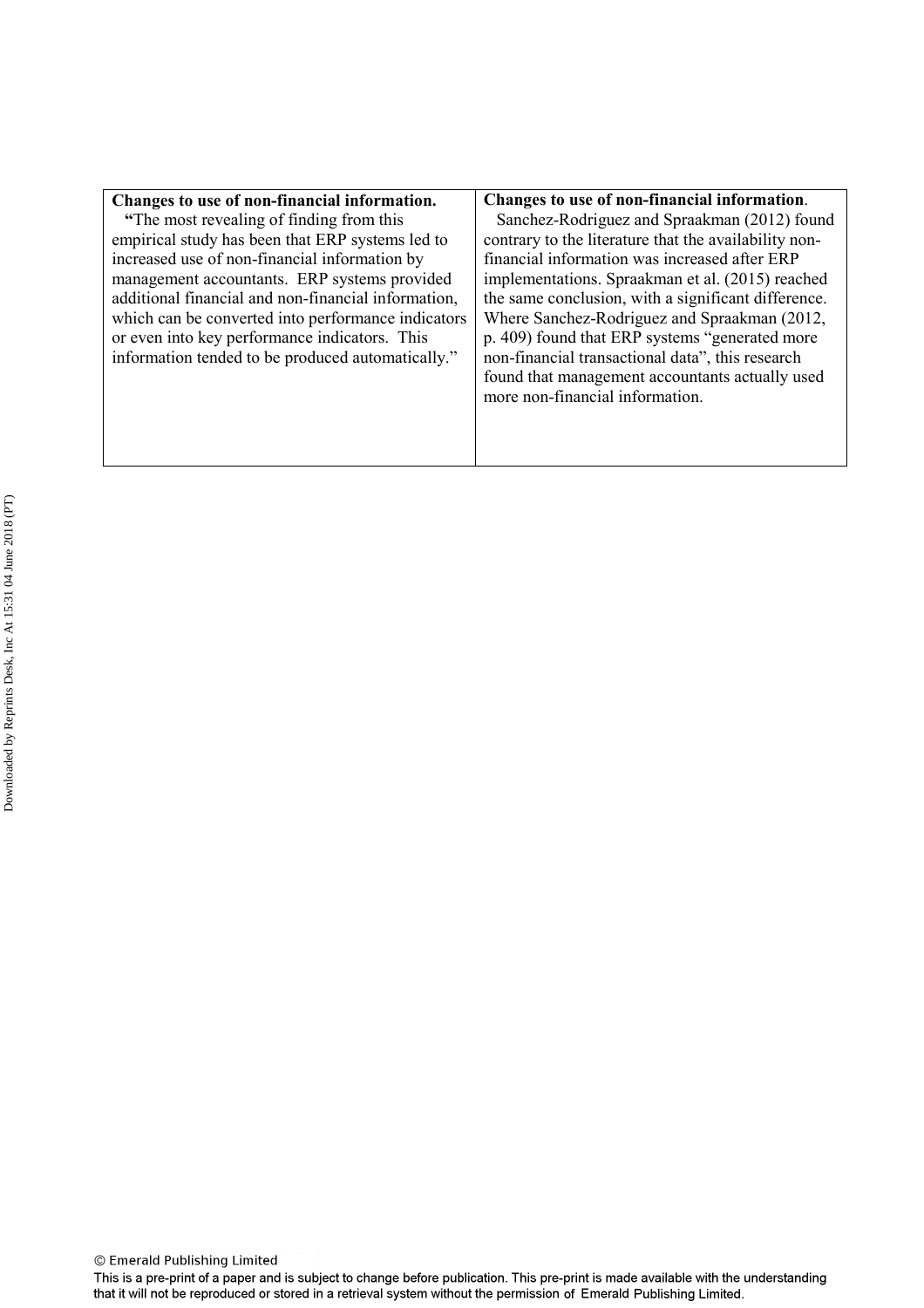| | |
|---|---|
| **Changes to use of non-financial information.** **"**The most revealing of finding from this empirical study has been that ERP systems led to increased use of non-financial information by management accountants. ERP systems provided additional financial and non-financial information, which can be converted into performance indicators or even into key performance indicators. This information tended to be produced automatically." | **Changes to use of non-financial information**. Sanchez-Rodriguez and Spraakman (2012) found contrary to the literature that the availability non-financial information was increased after ERP implementations. Spraakman et al. (2015) reached the same conclusion, with a significant difference. Where Sanchez-Rodriguez and Spraakman (2012, p. 409) found that ERP systems "generated more non-financial transactional data", this research found that management accountants actually used more non-financial information. |